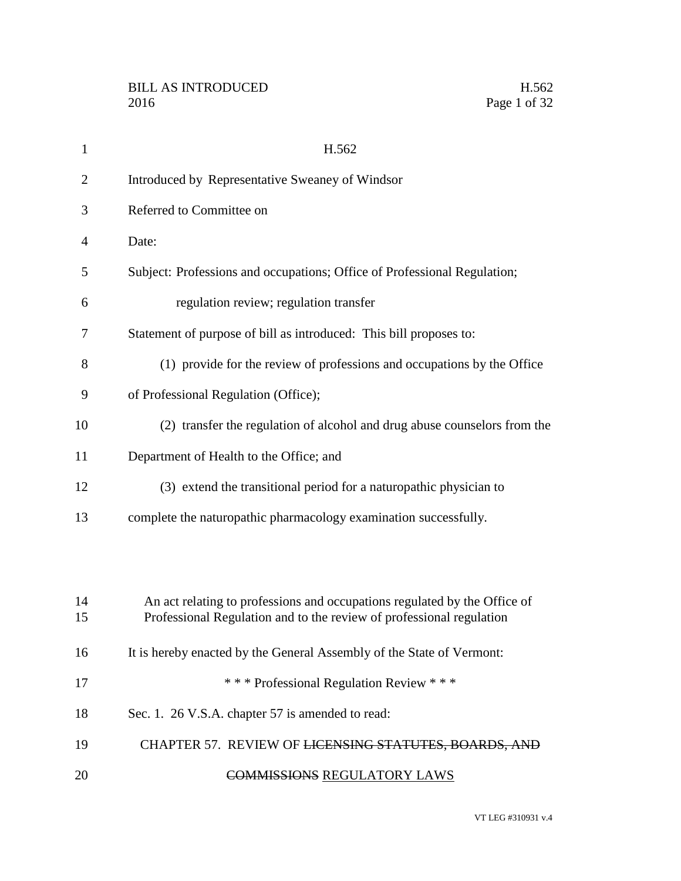H.562

Introduced by Representative Sweaney of Windsor

Referred to Committee on

Date:

Subject: Professions and occupations; Office of Professional Regulation; regulation review; regulation transfer

Statement of purpose of bill as introduced: This bill proposes to:

(1) provide for the review of professions and occupations by the Office of Professional Regulation (Office);

(2) transfer the regulation of alcohol and drug abuse counselors from the Department of Health to the Office; and

(3) extend the transitional period for a naturopathic physician to complete the naturopathic pharmacology examination successfully.

An act relating to professions and occupations regulated by the Office of Professional Regulation and to the review of professional regulation

It is hereby enacted by the General Assembly of the State of Vermont:

\* \* \* Professional Regulation Review \* \* \*

Sec. 1. 26 V.S.A. chapter 57 is amended to read:

CHAPTER 57. REVIEW OF ~~LICENSING STATUTES, BOARDS, AND COMMISSIONS~~ REGULATORY LAWS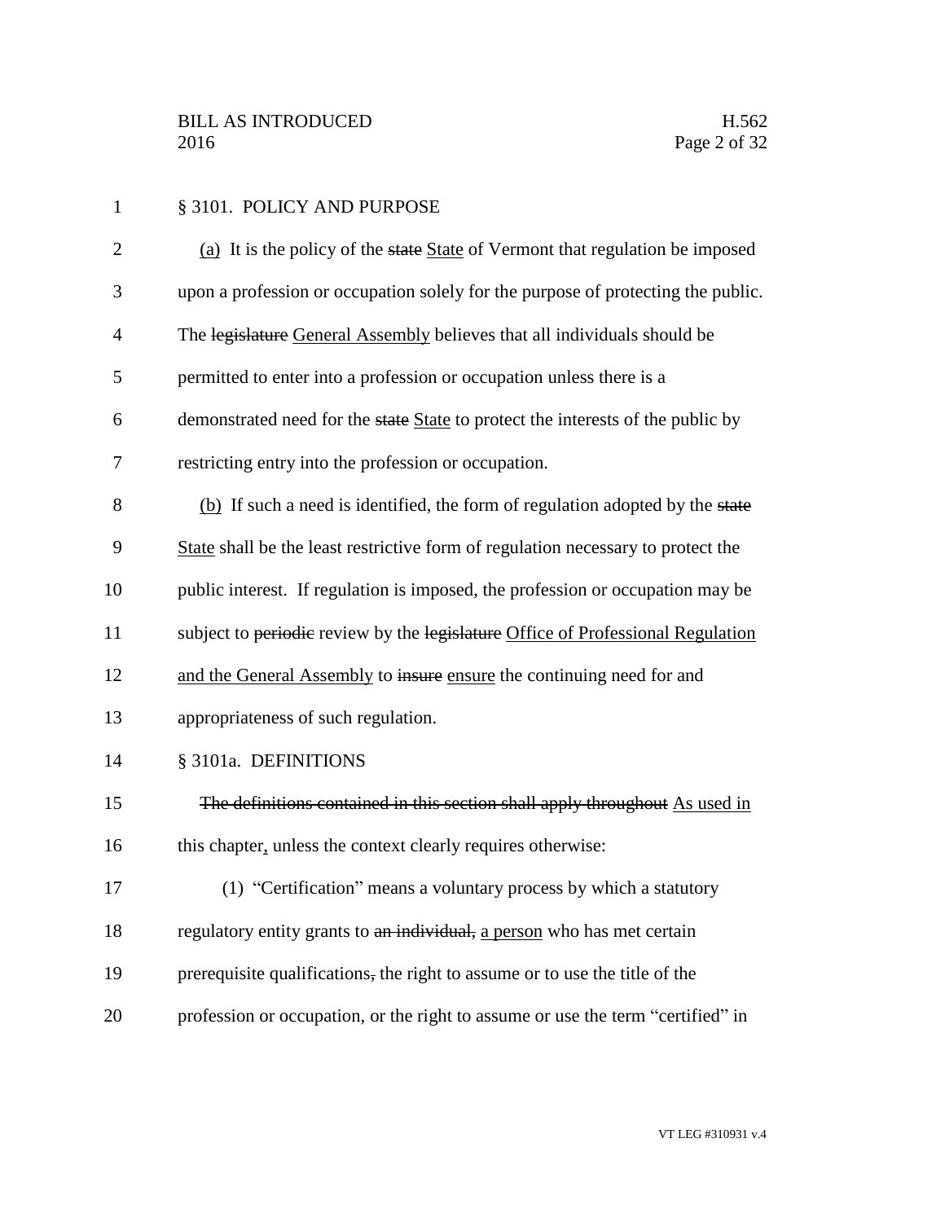§ 3101. POLICY AND PURPOSE

(a) It is the policy of the ~~state~~ State of Vermont that regulation be imposed upon a profession or occupation solely for the purpose of protecting the public. The ~~legislature~~ General Assembly believes that all individuals should be permitted to enter into a profession or occupation unless there is a demonstrated need for the ~~state~~ State to protect the interests of the public by restricting entry into the profession or occupation.

(b) If such a need is identified, the form of regulation adopted by the ~~state~~ State shall be the least restrictive form of regulation necessary to protect the public interest. If regulation is imposed, the profession or occupation may be subject to ~~periodic~~ review by the ~~legislature~~ Office of Professional Regulation and the General Assembly to ~~insure~~ ensure the continuing need for and appropriateness of such regulation.

§ 3101a. DEFINITIONS

~~The definitions contained in this section shall apply throughout~~ As used in this chapter, unless the context clearly requires otherwise:

(1) "Certification" means a voluntary process by which a statutory regulatory entity grants to ~~an individual,~~ a person who has met certain prerequisite qualifications~~,~~ the right to assume or to use the title of the profession or occupation, or the right to assume or use the term "certified" in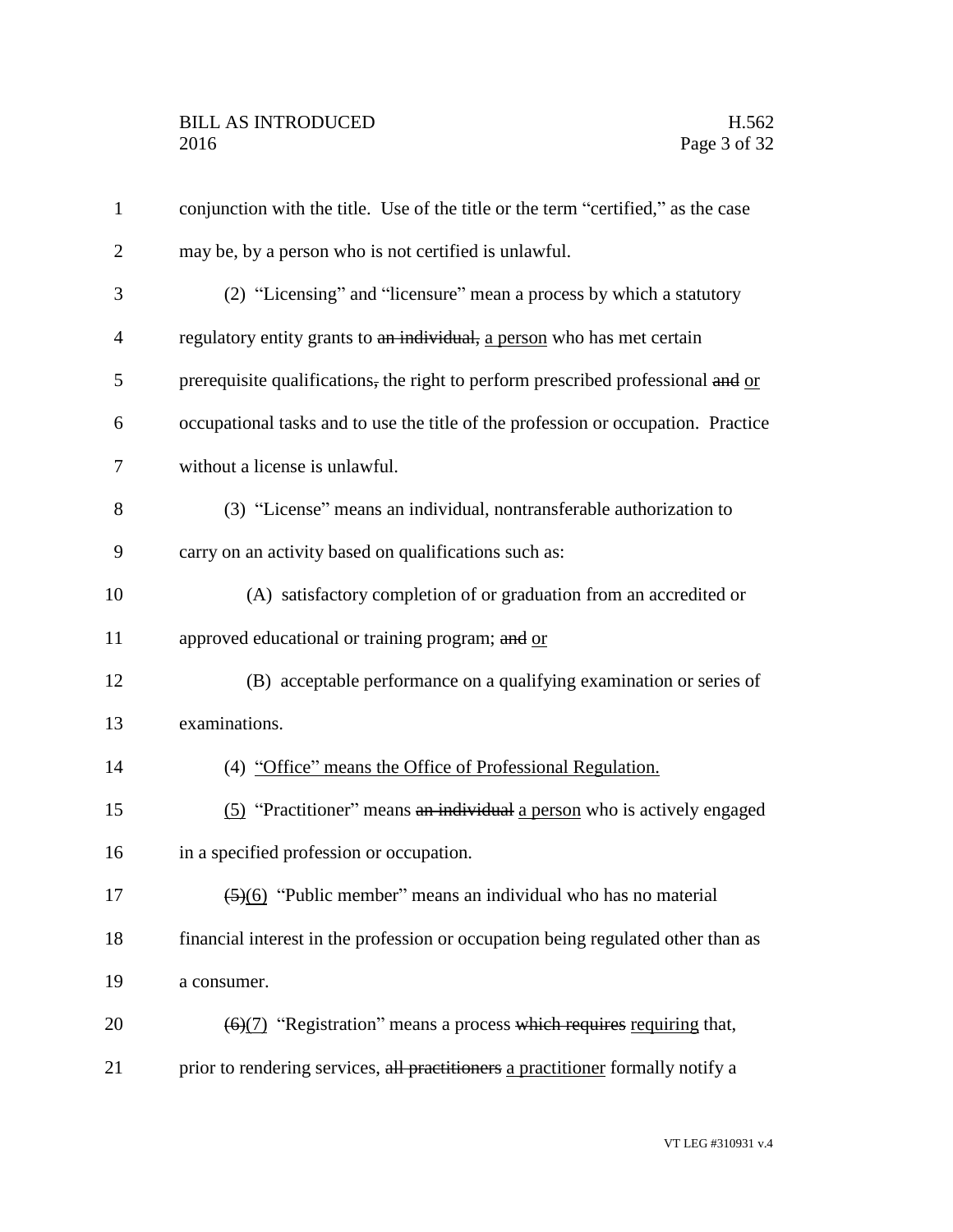conjunction with the title. Use of the title or the term "certified," as the case may be, by a person who is not certified is unlawful.

(2) "Licensing" and "licensure" mean a process by which a statutory regulatory entity grants to ~~an individual,~~ <u>a person</u> who has met certain prerequisite qualifications~~,~~ the right to perform prescribed professional ~~and~~ <u>or</u> occupational tasks and to use the title of the profession or occupation. Practice without a license is unlawful.

(3) "License" means an individual, nontransferable authorization to carry on an activity based on qualifications such as:

(A) satisfactory completion of or graduation from an accredited or approved educational or training program; ~~and~~ <u>or</u>

(B) acceptable performance on a qualifying examination or series of examinations.

(4) <u>"Office" means the Office of Professional Regulation.</u>

<u>(5)</u> "Practitioner" means ~~an individual~~ <u>a person</u> who is actively engaged in a specified profession or occupation.

~~(5)~~<u>(6)</u> "Public member" means an individual who has no material financial interest in the profession or occupation being regulated other than as a consumer.

~~(6)~~<u>(7)</u> "Registration" means a process ~~which requires~~ <u>requiring</u> that, prior to rendering services, ~~all practitioners~~ <u>a practitioner</u> formally notify a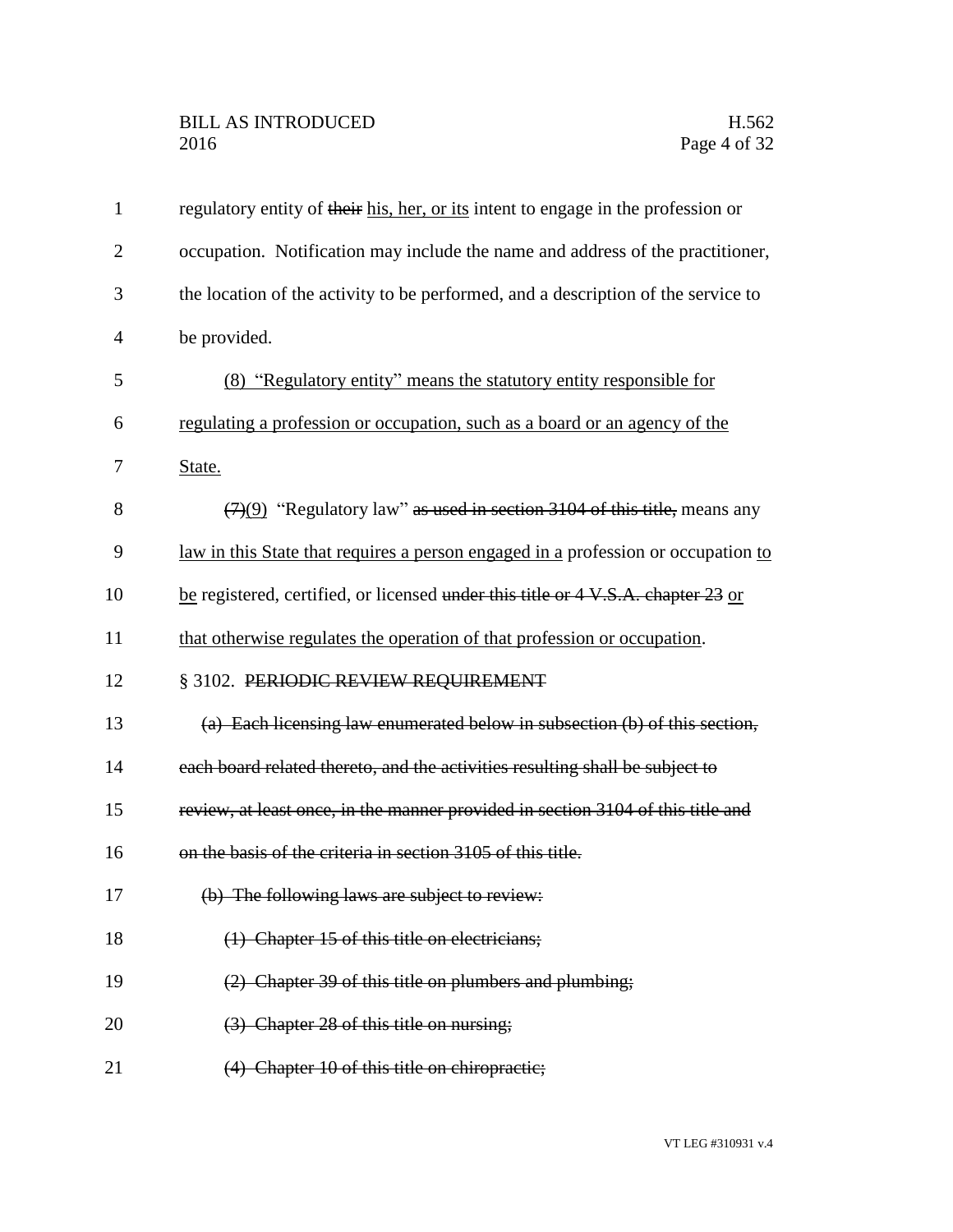regulatory entity of ~~their~~ <u>his, her, or its</u> intent to engage in the profession or occupation. Notification may include the name and address of the practitioner, the location of the activity to be performed, and a description of the service to be provided.

<u>(8) "Regulatory entity" means the statutory entity responsible for regulating a profession or occupation, such as a board or an agency of the State.</u>

~~(7)~~<u>(9)</u> "Regulatory law" ~~as used in section 3104 of this title,~~ means any <u>law in this State that requires a person engaged in a</u> profession or occupation <u>to be</u> registered, certified, or licensed ~~under this title or 4 V.S.A. chapter 23~~ <u>or that otherwise regulates the operation of that profession or occupation</u>.

§ 3102. ~~PERIODIC REVIEW REQUIREMENT~~

~~(a) Each licensing law enumerated below in subsection (b) of this section, each board related thereto, and the activities resulting shall be subject to review, at least once, in the manner provided in section 3104 of this title and on the basis of the criteria in section 3105 of this title.~~

~~(b) The following laws are subject to review:~~

~~(1) Chapter 15 of this title on electricians;~~

~~(2) Chapter 39 of this title on plumbers and plumbing;~~

~~(3) Chapter 28 of this title on nursing;~~

~~(4) Chapter 10 of this title on chiropractic;~~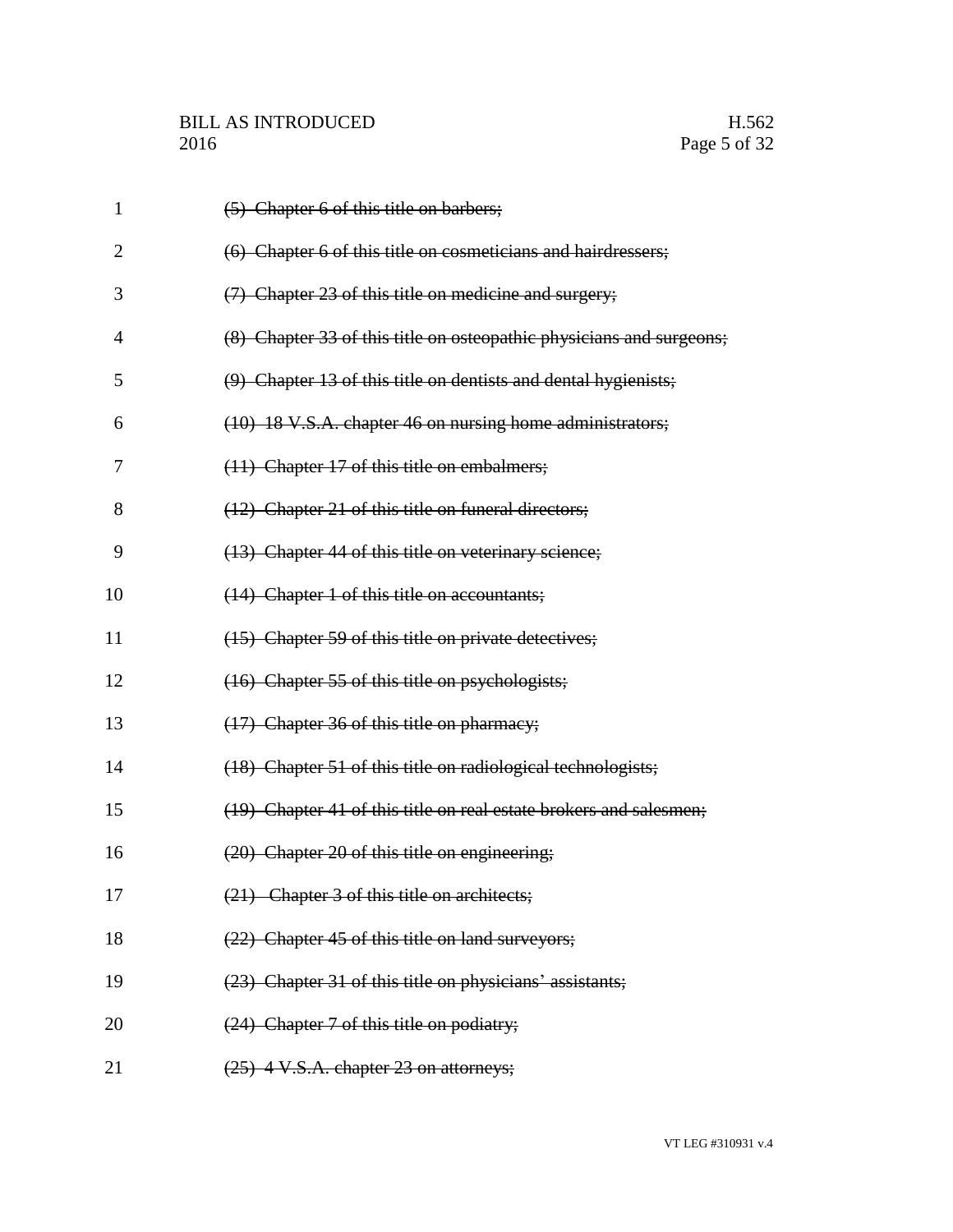~~(5) Chapter 6 of this title on barbers;~~

~~(6) Chapter 6 of this title on cosmeticians and hairdressers;~~

~~(7) Chapter 23 of this title on medicine and surgery;~~

~~(8) Chapter 33 of this title on osteopathic physicians and surgeons;~~

~~(9) Chapter 13 of this title on dentists and dental hygienists;~~

~~(10) 18 V.S.A. chapter 46 on nursing home administrators;~~

~~(11) Chapter 17 of this title on embalmers;~~

~~(12) Chapter 21 of this title on funeral directors;~~

~~(13) Chapter 44 of this title on veterinary science;~~

~~(14) Chapter 1 of this title on accountants;~~

~~(15) Chapter 59 of this title on private detectives;~~

~~(16) Chapter 55 of this title on psychologists;~~

~~(17) Chapter 36 of this title on pharmacy;~~

~~(18) Chapter 51 of this title on radiological technologists;~~

~~(19) Chapter 41 of this title on real estate brokers and salesmen;~~

~~(20) Chapter 20 of this title on engineering;~~

~~(21) Chapter 3 of this title on architects;~~

~~(22) Chapter 45 of this title on land surveyors;~~

~~(23) Chapter 31 of this title on physicians' assistants;~~

~~(24) Chapter 7 of this title on podiatry;~~

~~(25) 4 V.S.A. chapter 23 on attorneys;~~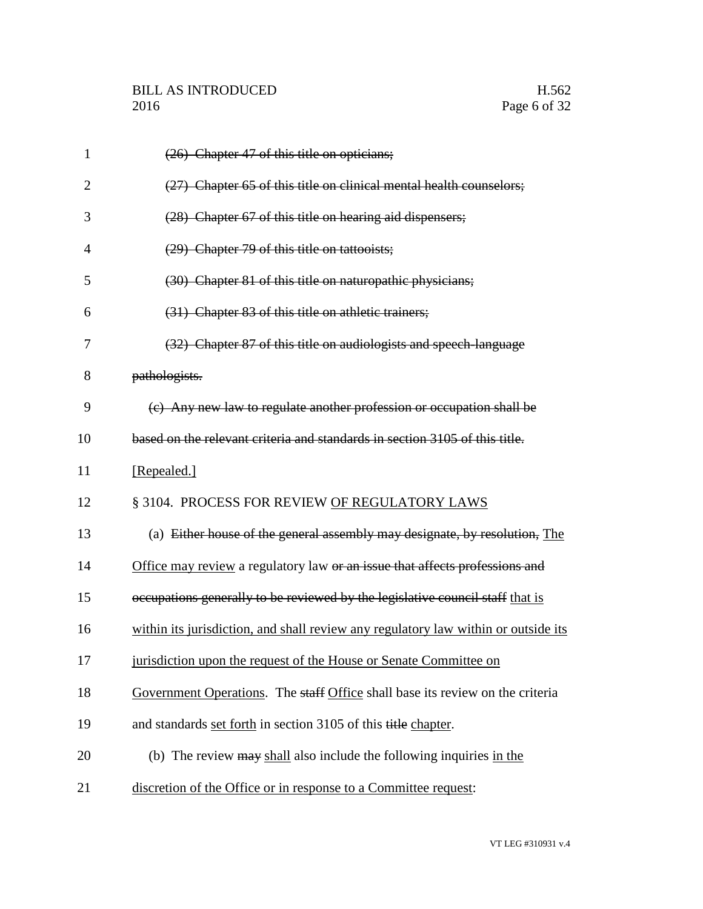~~(26) Chapter 47 of this title on opticians;~~

~~(27) Chapter 65 of this title on clinical mental health counselors;~~

~~(28) Chapter 67 of this title on hearing aid dispensers;~~

~~(29) Chapter 79 of this title on tattooists;~~

~~(30) Chapter 81 of this title on naturopathic physicians;~~

~~(31) Chapter 83 of this title on athletic trainers;~~

~~(32) Chapter 87 of this title on audiologists and speech-language pathologists.~~

~~(c) Any new law to regulate another profession or occupation shall be based on the relevant criteria and standards in section 3105 of this title.~~ <u>[Repealed.]</u>

§ 3104. PROCESS FOR REVIEW <u>OF REGULATORY LAWS</u>

(a) ~~Either house of the general assembly may designate, by resolution,~~ <u>The Office may review</u> a regulatory law ~~or an issue that affects professions and occupations generally to be reviewed by the legislative council staff~~ <u>that is within its jurisdiction, and shall review any regulatory law within or outside its jurisdiction upon the request of the House or Senate Committee on Government Operations</u>. The ~~staff~~ <u>Office</u> shall base its review on the criteria and standards <u>set forth</u> in section 3105 of this ~~title~~ <u>chapter</u>.

(b) The review ~~may~~ <u>shall</u> also include the following inquiries <u>in the discretion of the Office or in response to a Committee request</u>: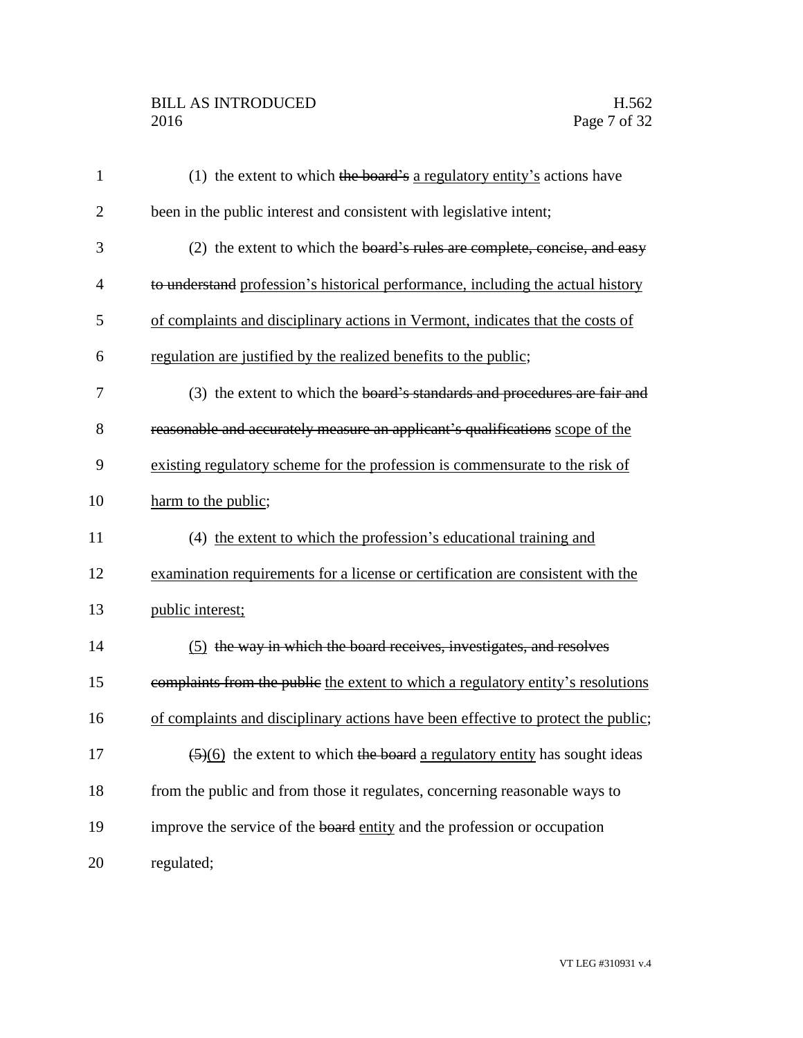(1) the extent to which ~~the board's~~ a regulatory entity's actions have been in the public interest and consistent with legislative intent;

(2) the extent to which the ~~board's rules are complete, concise, and easy to understand~~ profession's historical performance, including the actual history of complaints and disciplinary actions in Vermont, indicates that the costs of regulation are justified by the realized benefits to the public;

(3) the extent to which the ~~board's standards and procedures are fair and reasonable and accurately measure an applicant's qualifications~~ scope of the existing regulatory scheme for the profession is commensurate to the risk of harm to the public;

(4) the extent to which the profession's educational training and examination requirements for a license or certification are consistent with the public interest;

(5) ~~the way in which the board receives, investigates, and resolves complaints from the public~~ the extent to which a regulatory entity's resolutions of complaints and disciplinary actions have been effective to protect the public;

~~(5)~~(6) the extent to which ~~the board~~ a regulatory entity has sought ideas from the public and from those it regulates, concerning reasonable ways to improve the service of the ~~board~~ entity and the profession or occupation regulated;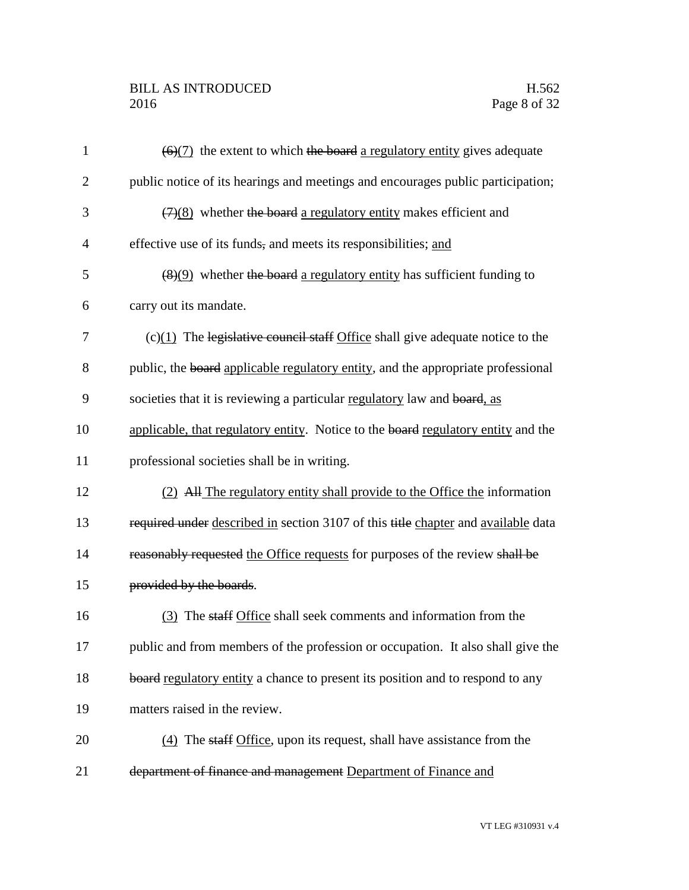~~(6)~~<u>(7)</u> the extent to which ~~the board~~ <u>a regulatory entity</u> gives adequate public notice of its hearings and meetings and encourages public participation;

~~(7)~~<u>(8)</u> whether ~~the board~~ <u>a regulatory entity</u> makes efficient and effective use of its funds~~,~~ and meets its responsibilities; <u>and</u>

~~(8)~~<u>(9)</u> whether ~~the board~~ <u>a regulatory entity</u> has sufficient funding to carry out its mandate.

(c)<u>(1)</u> The ~~legislative council staff~~ <u>Office</u> shall give adequate notice to the public, the ~~board~~ <u>applicable regulatory entity</u>, and the appropriate professional societies that it is reviewing a particular <u>regulatory</u> law and ~~board~~<u>, as applicable, that regulatory entity</u>. Notice to the ~~board~~ <u>regulatory entity</u> and the professional societies shall be in writing.

<u>(2)</u> ~~All~~ <u>The regulatory entity shall provide to the Office the</u> information ~~required under~~ <u>described in</u> section 3107 of this ~~title~~ <u>chapter</u> and <u>available</u> data ~~reasonably requested~~ <u>the Office requests</u> for purposes of the review ~~shall be provided by the boards~~.

<u>(3)</u> The ~~staff~~ <u>Office</u> shall seek comments and information from the public and from members of the profession or occupation. It also shall give the ~~board~~ <u>regulatory entity</u> a chance to present its position and to respond to any matters raised in the review.

<u>(4)</u> The ~~staff~~ <u>Office</u>, upon its request, shall have assistance from the ~~department of finance and management~~ <u>Department of Finance and</u>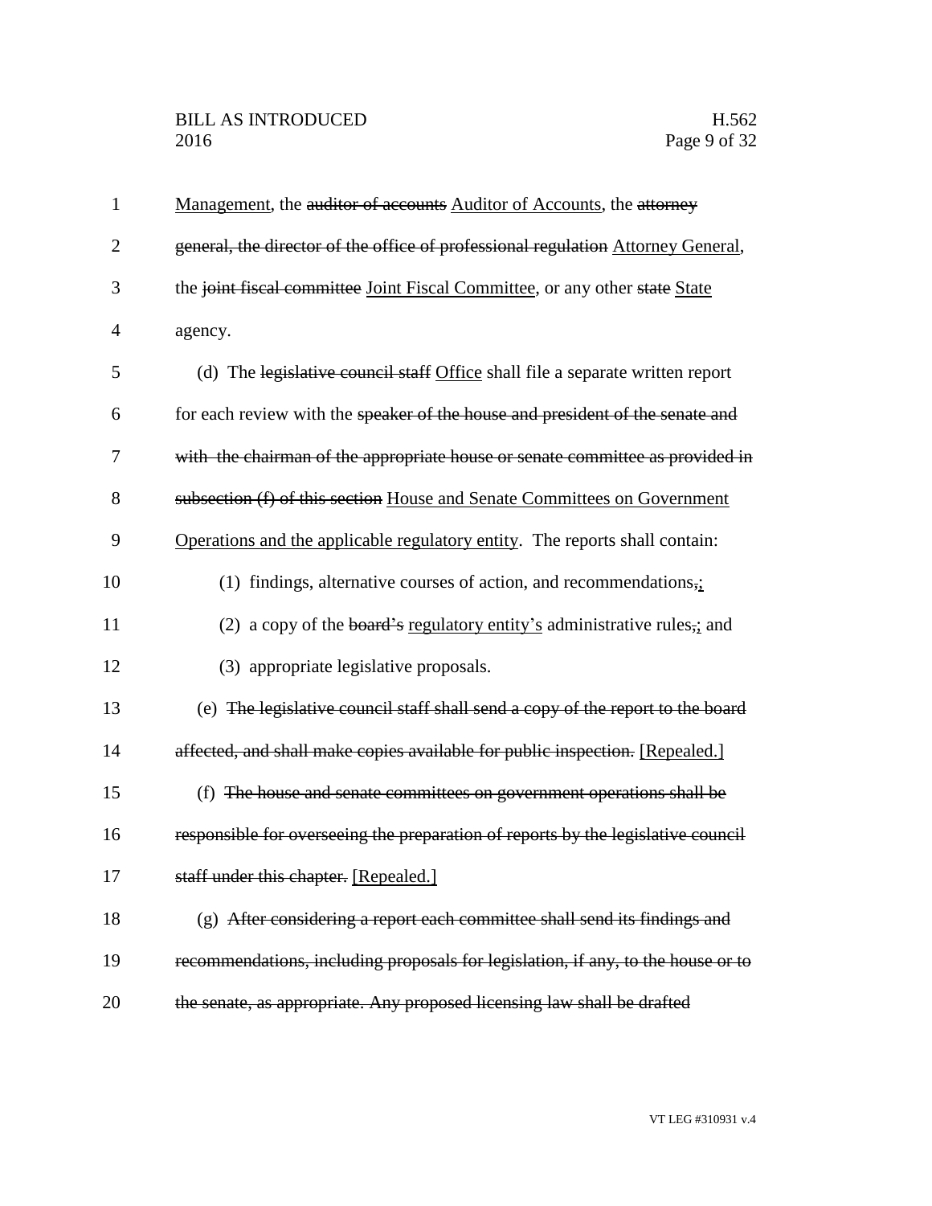Management, the ~~auditor of accounts~~ Auditor of Accounts, the ~~attorney general, the director of the office of professional regulation~~ Attorney General, the ~~joint fiscal committee~~ Joint Fiscal Committee, or any other ~~state~~ State agency.

(d) The ~~legislative council staff~~ Office shall file a separate written report for each review with the ~~speaker of the house and president of the senate and with the chairman of the appropriate house or senate committee as provided in subsection (f) of this section~~ House and Senate Committees on Government Operations and the applicable regulatory entity. The reports shall contain:

(1) findings, alternative courses of action, and recommendations~~,~~;

(2) a copy of the ~~board's~~ regulatory entity's administrative rules~~,~~; and

(3) appropriate legislative proposals.

(e) ~~The legislative council staff shall send a copy of the report to the board affected, and shall make copies available for public inspection.~~ [Repealed.]

(f) ~~The house and senate committees on government operations shall be responsible for overseeing the preparation of reports by the legislative council staff under this chapter.~~ [Repealed.]

(g) ~~After considering a report each committee shall send its findings and recommendations, including proposals for legislation, if any, to the house or to the senate, as appropriate. Any proposed licensing law shall be drafted~~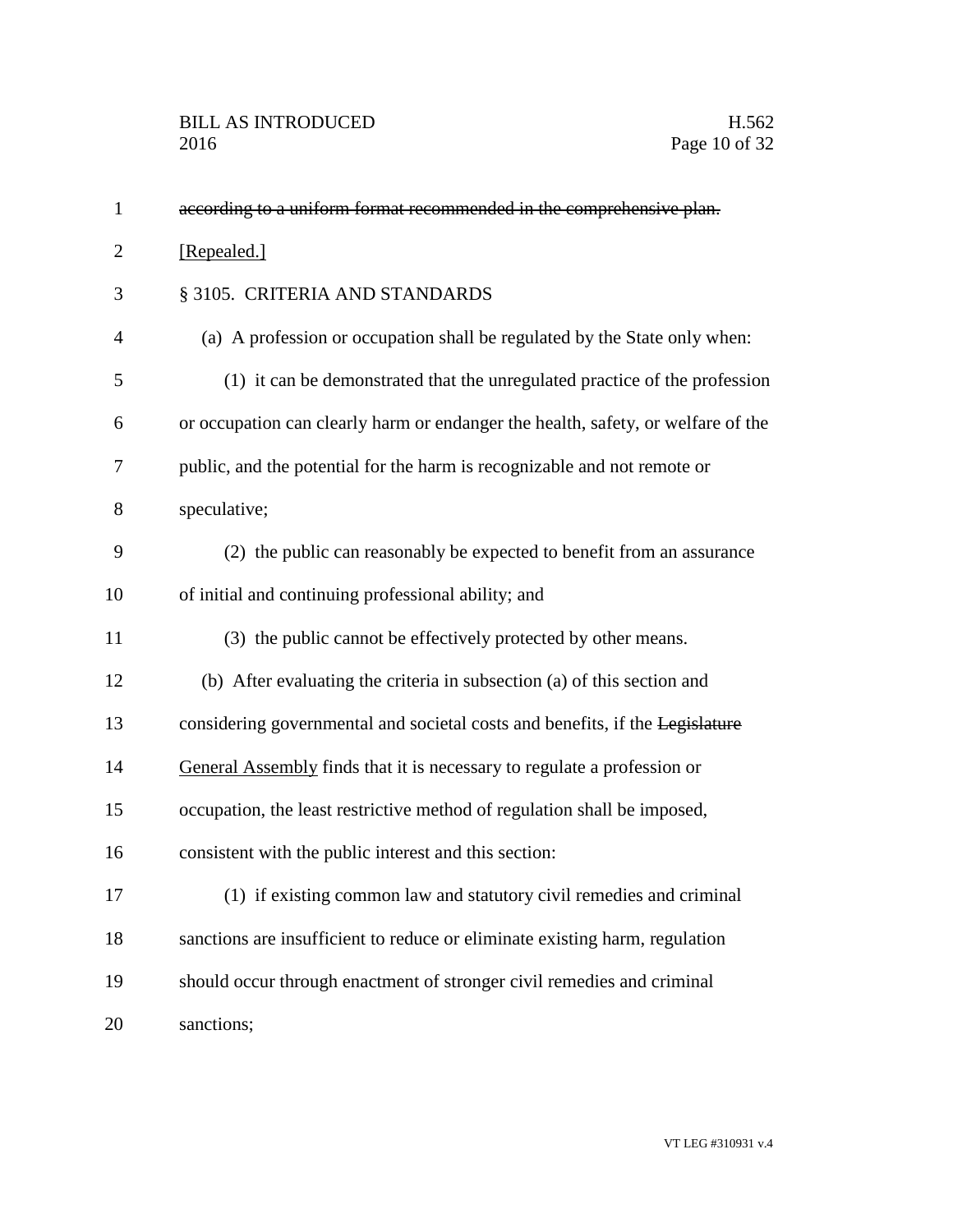~~according to a uniform format recommended in the comprehensive plan.~~ [Repealed.]

§ 3105. CRITERIA AND STANDARDS

(a) A profession or occupation shall be regulated by the State only when:

(1) it can be demonstrated that the unregulated practice of the profession or occupation can clearly harm or endanger the health, safety, or welfare of the public, and the potential for the harm is recognizable and not remote or speculative;

(2) the public can reasonably be expected to benefit from an assurance of initial and continuing professional ability; and

(3) the public cannot be effectively protected by other means.

(b) After evaluating the criteria in subsection (a) of this section and considering governmental and societal costs and benefits, if the ~~Legislature~~ General Assembly finds that it is necessary to regulate a profession or occupation, the least restrictive method of regulation shall be imposed, consistent with the public interest and this section:

(1) if existing common law and statutory civil remedies and criminal sanctions are insufficient to reduce or eliminate existing harm, regulation should occur through enactment of stronger civil remedies and criminal sanctions;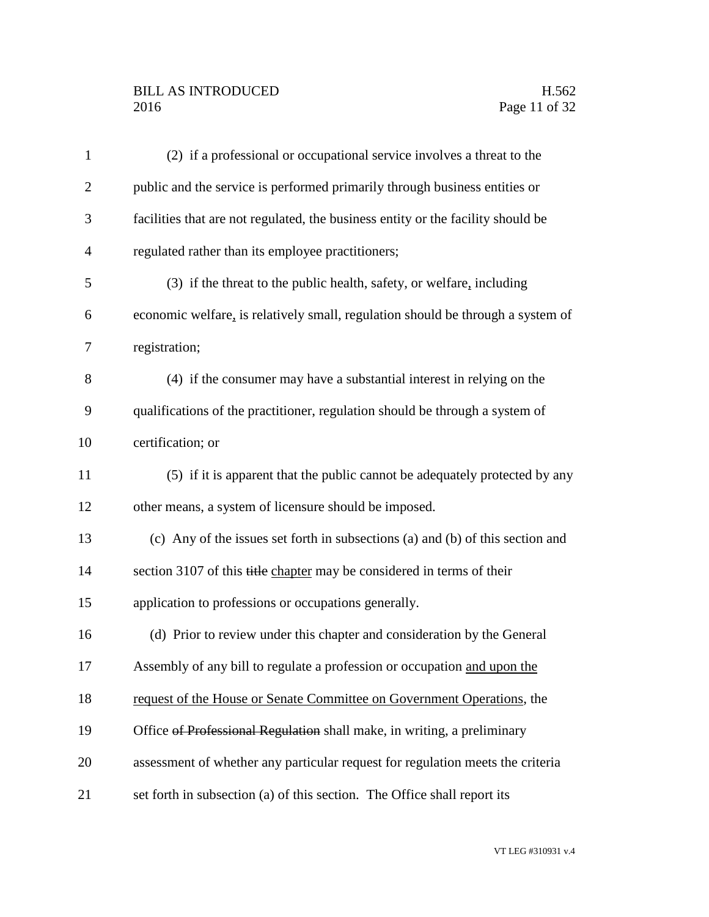(2) if a professional or occupational service involves a threat to the public and the service is performed primarily through business entities or facilities that are not regulated, the business entity or the facility should be regulated rather than its employee practitioners;

(3) if the threat to the public health, safety, or welfare<u>,</u> including economic welfare<u>,</u> is relatively small, regulation should be through a system of registration;

(4) if the consumer may have a substantial interest in relying on the qualifications of the practitioner, regulation should be through a system of certification; or

(5) if it is apparent that the public cannot be adequately protected by any other means, a system of licensure should be imposed.

(c) Any of the issues set forth in subsections (a) and (b) of this section and section 3107 of this ~~title~~ <u>chapter</u> may be considered in terms of their application to professions or occupations generally.

(d) Prior to review under this chapter and consideration by the General Assembly of any bill to regulate a profession or occupation <u>and upon the request of the House or Senate Committee on Government Operations</u>, the Office ~~of Professional Regulation~~ shall make, in writing, a preliminary assessment of whether any particular request for regulation meets the criteria set forth in subsection (a) of this section. The Office shall report its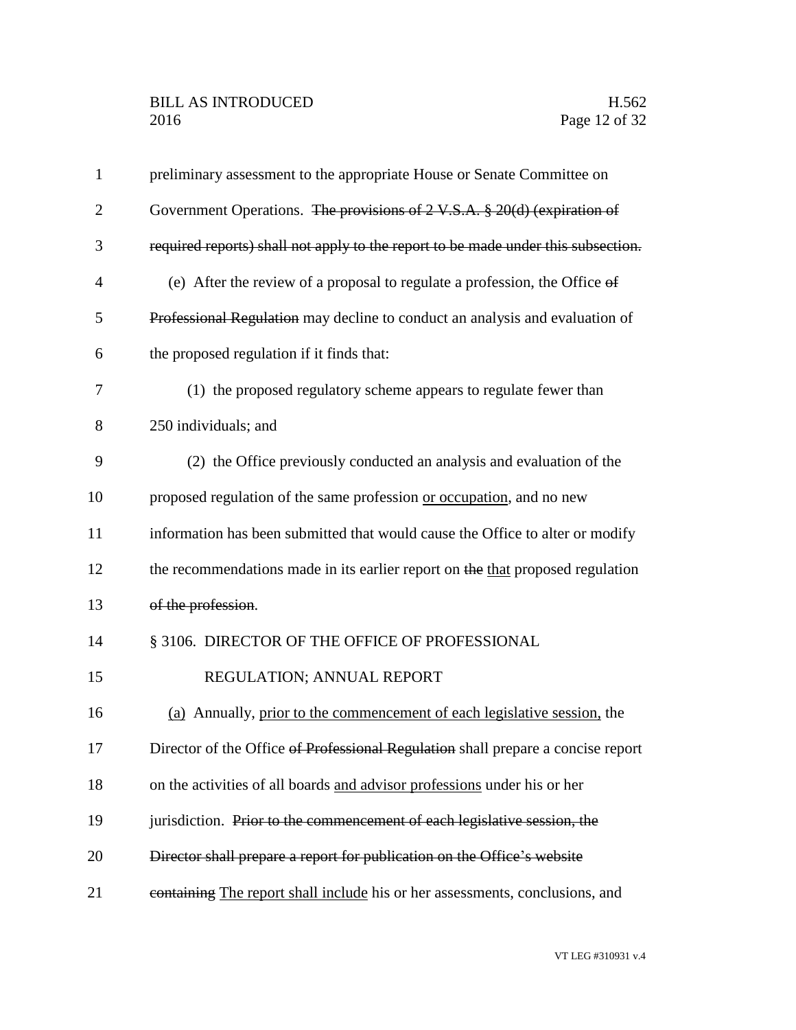preliminary assessment to the appropriate House or Senate Committee on Government Operations. ~~The provisions of 2 V.S.A. § 20(d) (expiration of required reports) shall not apply to the report to be made under this subsection.~~

(e) After the review of a proposal to regulate a profession, the Office ~~of Professional Regulation~~ may decline to conduct an analysis and evaluation of the proposed regulation if it finds that:

(1) the proposed regulatory scheme appears to regulate fewer than 250 individuals; and

(2) the Office previously conducted an analysis and evaluation of the proposed regulation of the same profession <u>or occupation</u>, and no new information has been submitted that would cause the Office to alter or modify the recommendations made in its earlier report on ~~the~~ <u>that</u> proposed regulation ~~of the profession~~.

§ 3106. DIRECTOR OF THE OFFICE OF PROFESSIONAL REGULATION; ANNUAL REPORT

<u>(a)</u> Annually, <u>prior to the commencement of each legislative session,</u> the Director of the Office ~~of Professional Regulation~~ shall prepare a concise report on the activities of all boards <u>and advisor professions</u> under his or her jurisdiction. ~~Prior to the commencement of each legislative session, the Director shall prepare a report for publication on the Office's website containing~~ <u>The report shall include</u> his or her assessments, conclusions, and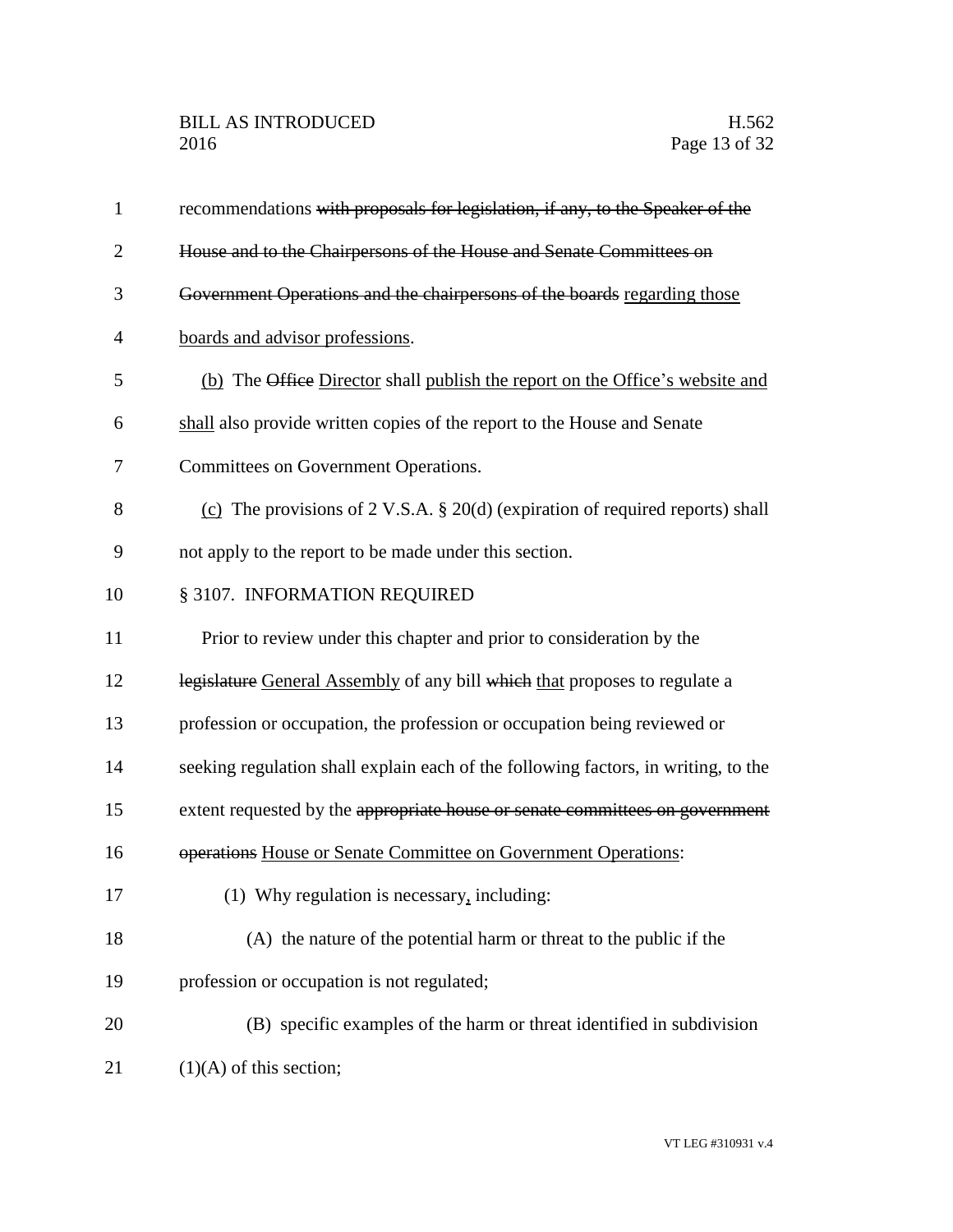recommendations ~~with proposals for legislation, if any, to the Speaker of the House and to the Chairpersons of the House and Senate Committees on Government Operations and the chairpersons of the boards~~ regarding those boards and advisor professions.

(b) The ~~Office~~ Director shall publish the report on the Office's website and shall also provide written copies of the report to the House and Senate Committees on Government Operations.

(c) The provisions of 2 V.S.A. § 20(d) (expiration of required reports) shall not apply to the report to be made under this section.

§ 3107. INFORMATION REQUIRED

Prior to review under this chapter and prior to consideration by the ~~legislature~~ General Assembly of any bill ~~which~~ that proposes to regulate a profession or occupation, the profession or occupation being reviewed or seeking regulation shall explain each of the following factors, in writing, to the extent requested by the ~~appropriate house or senate committees on government operations~~ House or Senate Committee on Government Operations:

(1) Why regulation is necessary, including:

(A) the nature of the potential harm or threat to the public if the profession or occupation is not regulated;

(B) specific examples of the harm or threat identified in subdivision (1)(A) of this section;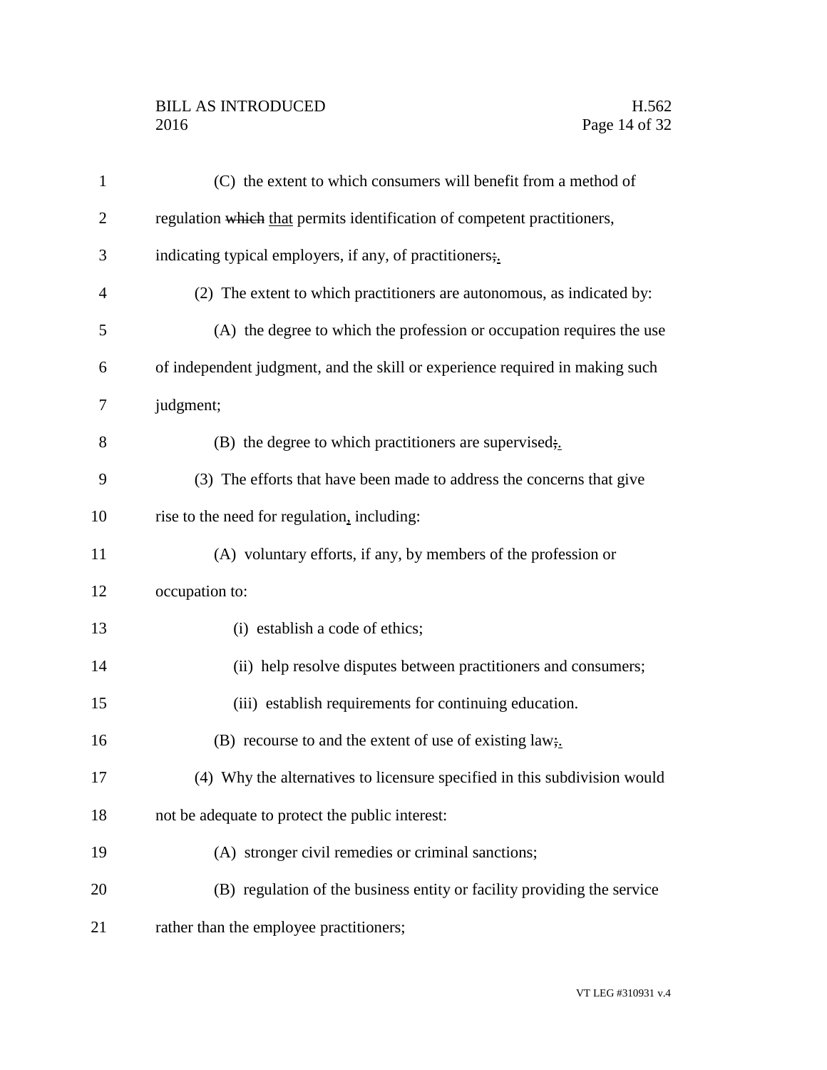(C) the extent to which consumers will benefit from a method of regulation ~~which~~ <u>that</u> permits identification of competent practitioners, indicating typical employers, if any, of practitioners~~;~~<u>.</u>

(2) The extent to which practitioners are autonomous, as indicated by:

(A) the degree to which the profession or occupation requires the use of independent judgment, and the skill or experience required in making such judgment;

(B) the degree to which practitioners are supervised~~;~~<u>.</u>

(3) The efforts that have been made to address the concerns that give rise to the need for regulation<u>,</u> including:

(A) voluntary efforts, if any, by members of the profession or occupation to:

(i) establish a code of ethics;

(ii) help resolve disputes between practitioners and consumers;

(iii) establish requirements for continuing education.

(B) recourse to and the extent of use of existing law~~;~~<u>.</u>

(4) Why the alternatives to licensure specified in this subdivision would not be adequate to protect the public interest:

(A) stronger civil remedies or criminal sanctions;

(B) regulation of the business entity or facility providing the service rather than the employee practitioners;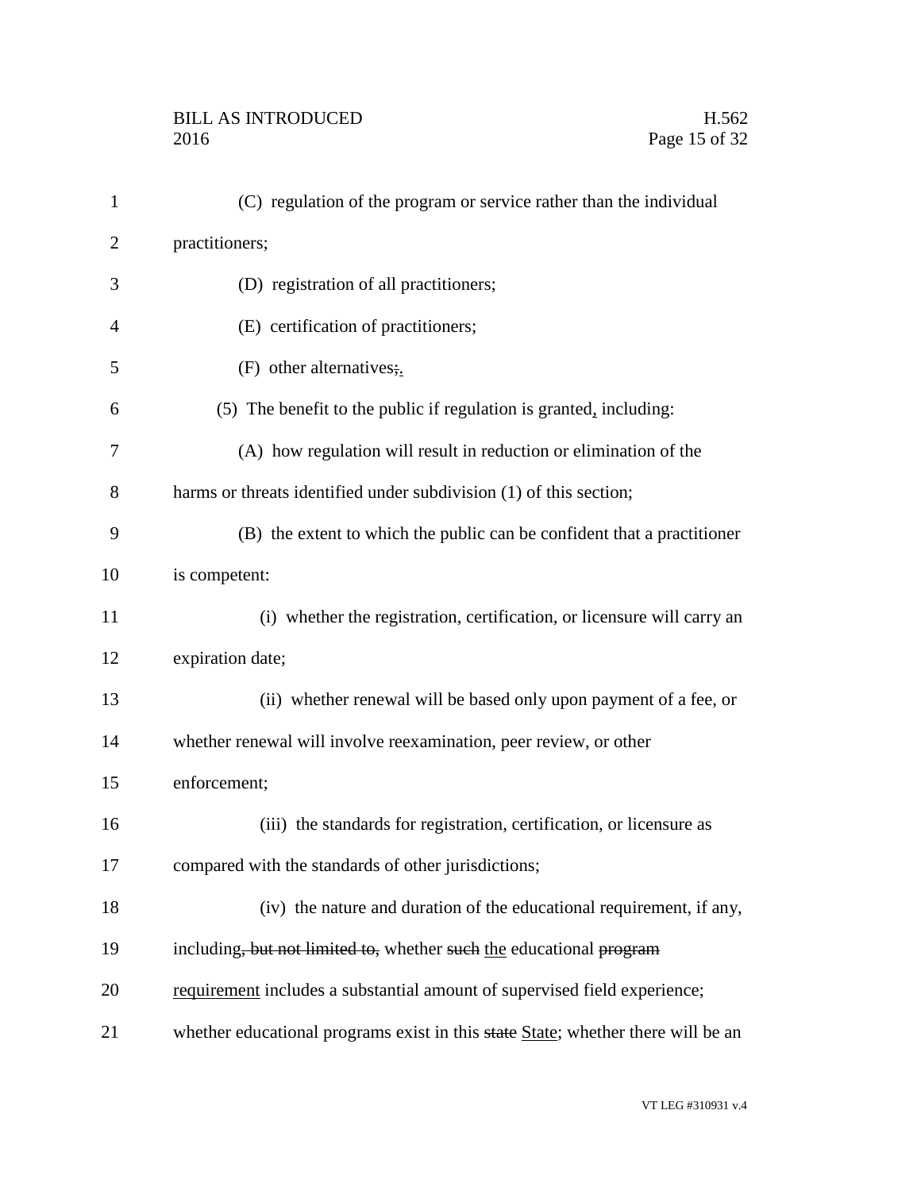(C) regulation of the program or service rather than the individual practitioners;

(D) registration of all practitioners;

(E) certification of practitioners;

(F) other alternatives;.

(5) The benefit to the public if regulation is granted, including:

(A) how regulation will result in reduction or elimination of the harms or threats identified under subdivision (1) of this section;

(B) the extent to which the public can be confident that a practitioner is competent:

(i) whether the registration, certification, or licensure will carry an expiration date;

(ii) whether renewal will be based only upon payment of a fee, or whether renewal will involve reexamination, peer review, or other enforcement;

(iii) the standards for registration, certification, or licensure as compared with the standards of other jurisdictions;

(iv) the nature and duration of the educational requirement, if any, including, but not limited to, whether such the educational program requirement includes a substantial amount of supervised field experience; whether educational programs exist in this state State; whether there will be an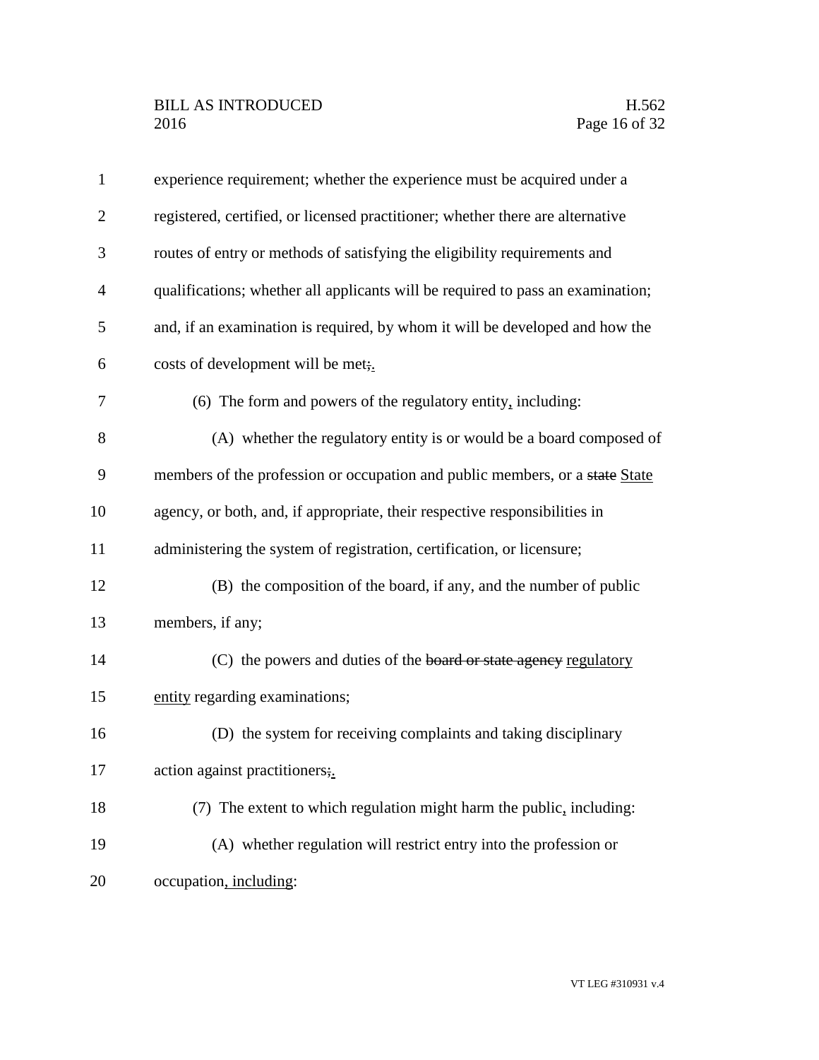experience requirement; whether the experience must be acquired under a registered, certified, or licensed practitioner; whether there are alternative routes of entry or methods of satisfying the eligibility requirements and qualifications; whether all applicants will be required to pass an examination; and, if an examination is required, by whom it will be developed and how the costs of development will be met;.

(6) The form and powers of the regulatory entity, including:

(A) whether the regulatory entity is or would be a board composed of members of the profession or occupation and public members, or a ~~state~~ State agency, or both, and, if appropriate, their respective responsibilities in administering the system of registration, certification, or licensure;

(B) the composition of the board, if any, and the number of public members, if any;

(C) the powers and duties of the ~~board or state agency~~ regulatory entity regarding examinations;

(D) the system for receiving complaints and taking disciplinary action against practitioners;.

(7) The extent to which regulation might harm the public, including:

(A) whether regulation will restrict entry into the profession or occupation, including: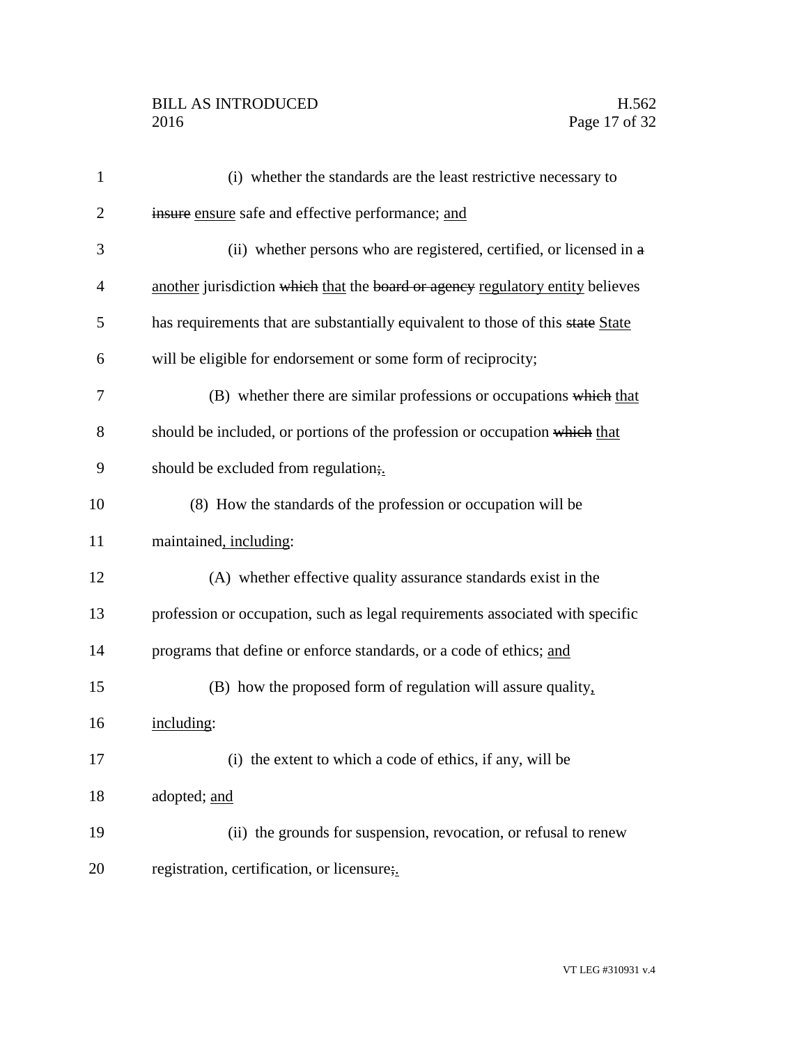(i) whether the standards are the least restrictive necessary to ~~insure~~ ensure safe and effective performance; and

(ii) whether persons who are registered, certified, or licensed in ~~a~~ another jurisdiction ~~which~~ that the ~~board or agency~~ regulatory entity believes has requirements that are substantially equivalent to those of this ~~state~~ State will be eligible for endorsement or some form of reciprocity;

(B) whether there are similar professions or occupations ~~which~~ that should be included, or portions of the profession or occupation ~~which~~ that should be excluded from regulation~~;~~.

(8) How the standards of the profession or occupation will be maintained, including:

(A) whether effective quality assurance standards exist in the profession or occupation, such as legal requirements associated with specific programs that define or enforce standards, or a code of ethics; and

(B) how the proposed form of regulation will assure quality, including:

(i) the extent to which a code of ethics, if any, will be adopted; and

(ii) the grounds for suspension, revocation, or refusal to renew registration, certification, or licensure~~;~~.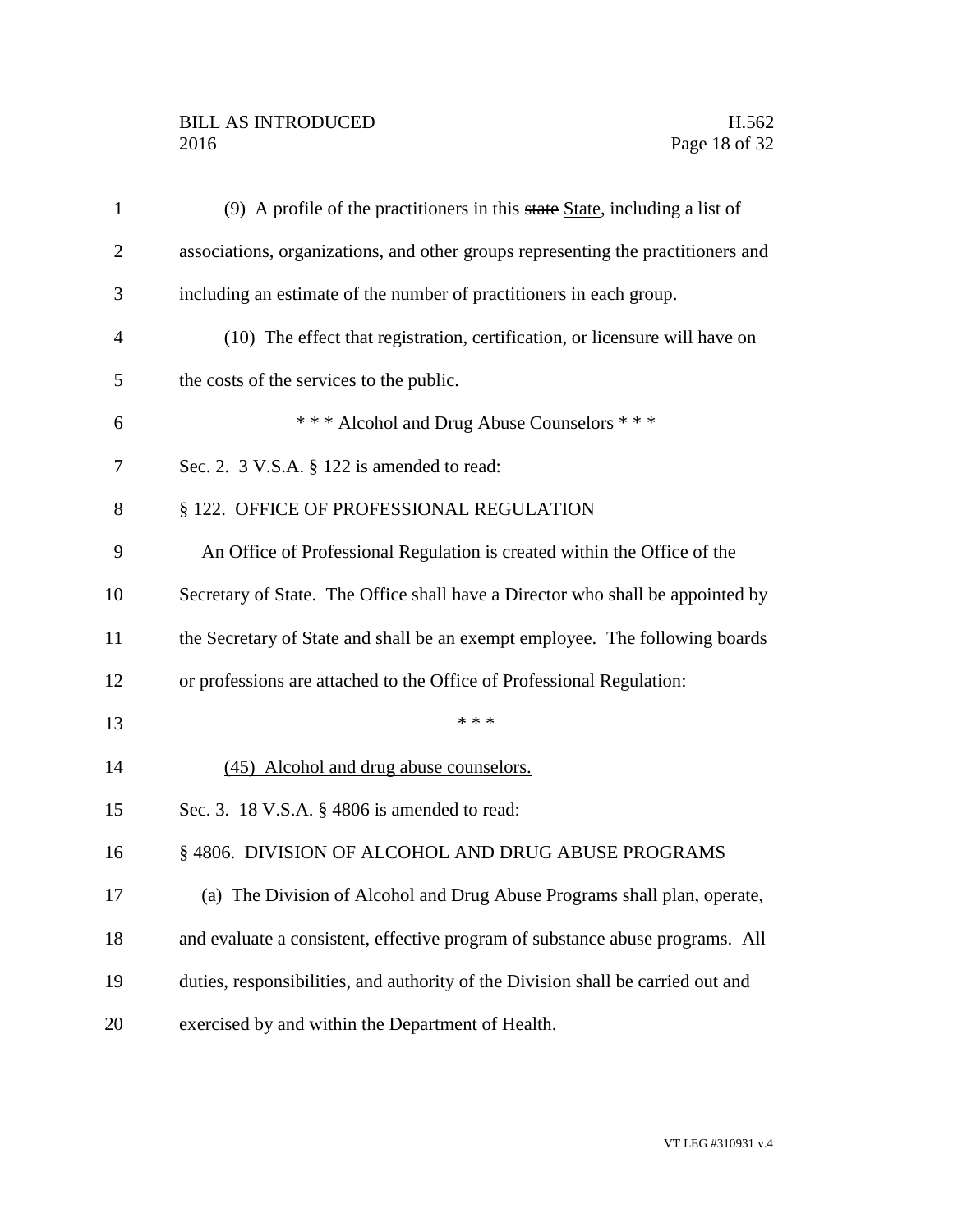(9) A profile of the practitioners in this ~~state~~ State, including a list of associations, organizations, and other groups representing the practitioners and including an estimate of the number of practitioners in each group.

(10) The effect that registration, certification, or licensure will have on the costs of the services to the public.

\* \* \* Alcohol and Drug Abuse Counselors \* \* \*

Sec. 2. 3 V.S.A. § 122 is amended to read:

§ 122. OFFICE OF PROFESSIONAL REGULATION

An Office of Professional Regulation is created within the Office of the Secretary of State. The Office shall have a Director who shall be appointed by the Secretary of State and shall be an exempt employee. The following boards or professions are attached to the Office of Professional Regulation:

\* \* \*

(45) Alcohol and drug abuse counselors.

Sec. 3. 18 V.S.A. § 4806 is amended to read:

§ 4806. DIVISION OF ALCOHOL AND DRUG ABUSE PROGRAMS

(a) The Division of Alcohol and Drug Abuse Programs shall plan, operate, and evaluate a consistent, effective program of substance abuse programs. All duties, responsibilities, and authority of the Division shall be carried out and exercised by and within the Department of Health.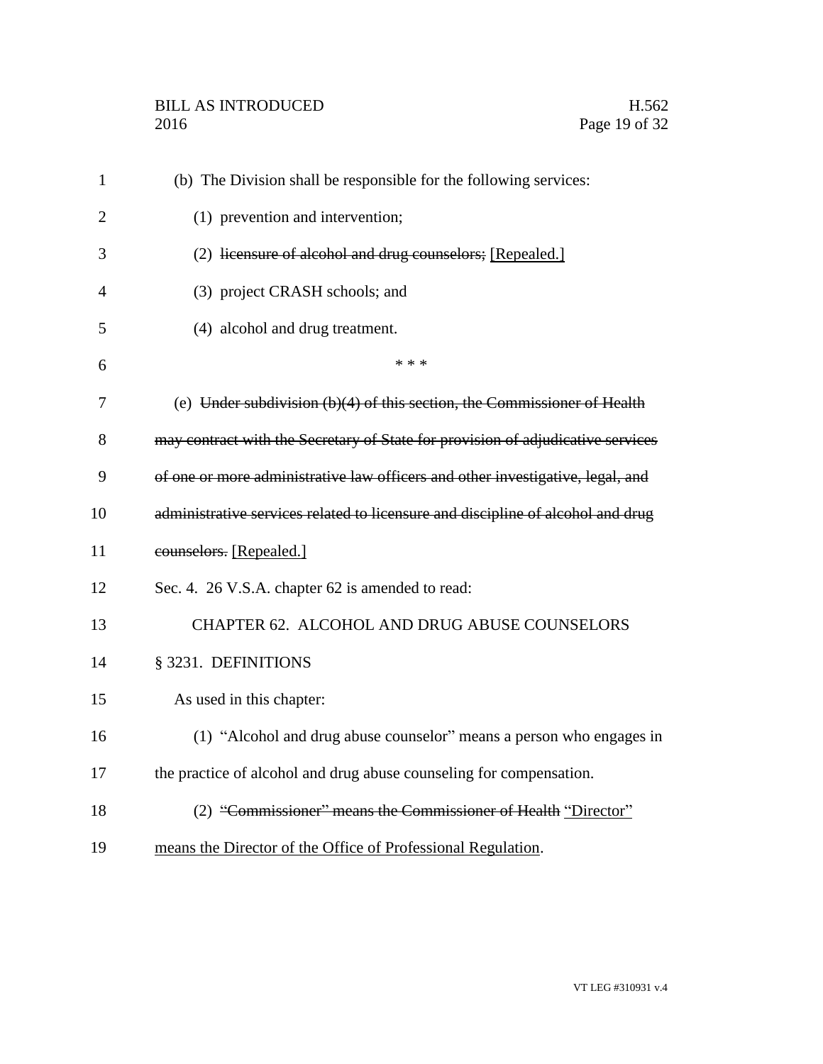(b) The Division shall be responsible for the following services:

(1) prevention and intervention;

(2) ~~licensure of alcohol and drug counselors;~~ [Repealed.]

(3) project CRASH schools; and

(4) alcohol and drug treatment.

\* \* \*

(e) ~~Under subdivision (b)(4) of this section, the Commissioner of Health may contract with the Secretary of State for provision of adjudicative services of one or more administrative law officers and other investigative, legal, and administrative services related to licensure and discipline of alcohol and drug counselors.~~ [Repealed.]

Sec. 4. 26 V.S.A. chapter 62 is amended to read:

CHAPTER 62. ALCOHOL AND DRUG ABUSE COUNSELORS

§ 3231. DEFINITIONS

As used in this chapter:

(1) "Alcohol and drug abuse counselor" means a person who engages in the practice of alcohol and drug abuse counseling for compensation.

(2) ~~"Commissioner" means the Commissioner of Health~~ "Director" means the Director of the Office of Professional Regulation.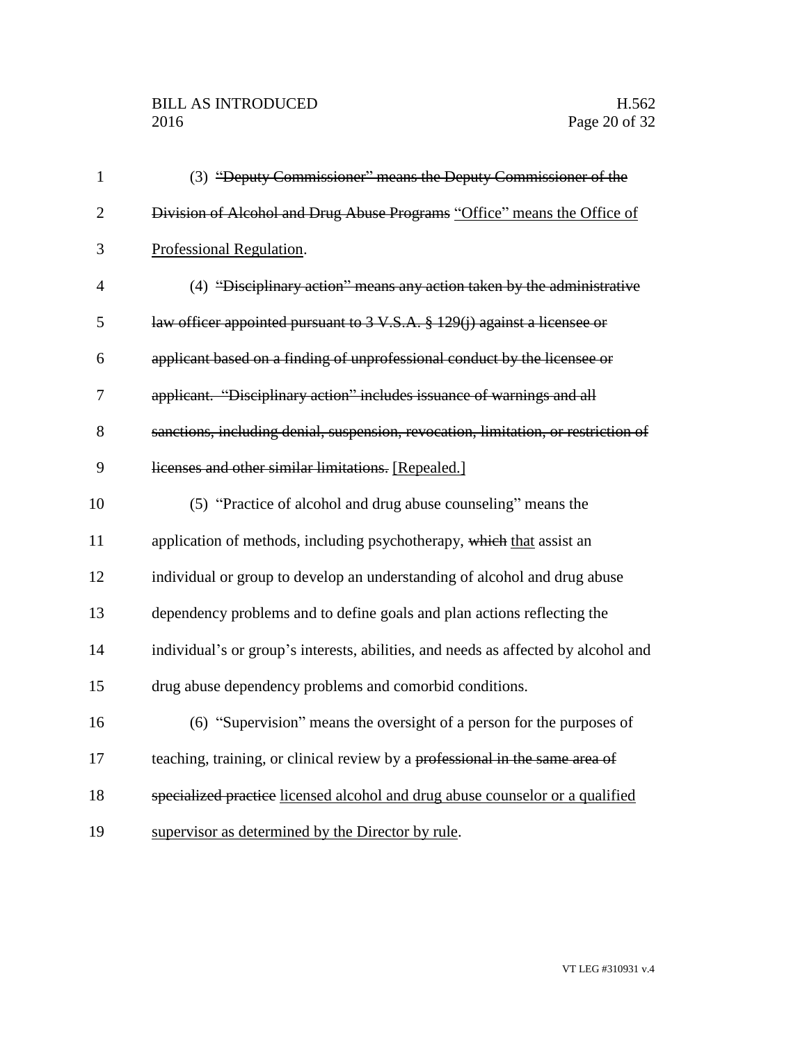(3) ~~"Deputy Commissioner" means the Deputy Commissioner of the Division of Alcohol and Drug Abuse Programs~~ <u>"Office" means the Office of Professional Regulation</u>.

(4) ~~"Disciplinary action" means any action taken by the administrative law officer appointed pursuant to 3 V.S.A. § 129(j) against a licensee or applicant based on a finding of unprofessional conduct by the licensee or applicant. "Disciplinary action" includes issuance of warnings and all sanctions, including denial, suspension, revocation, limitation, or restriction of licenses and other similar limitations.~~ <u>[Repealed.]</u>

(5) "Practice of alcohol and drug abuse counseling" means the application of methods, including psychotherapy, ~~which~~ <u>that</u> assist an individual or group to develop an understanding of alcohol and drug abuse dependency problems and to define goals and plan actions reflecting the individual's or group's interests, abilities, and needs as affected by alcohol and drug abuse dependency problems and comorbid conditions.

(6) "Supervision" means the oversight of a person for the purposes of teaching, training, or clinical review by a ~~professional in the same area of specialized practice~~ <u>licensed alcohol and drug abuse counselor or a qualified supervisor as determined by the Director by rule</u>.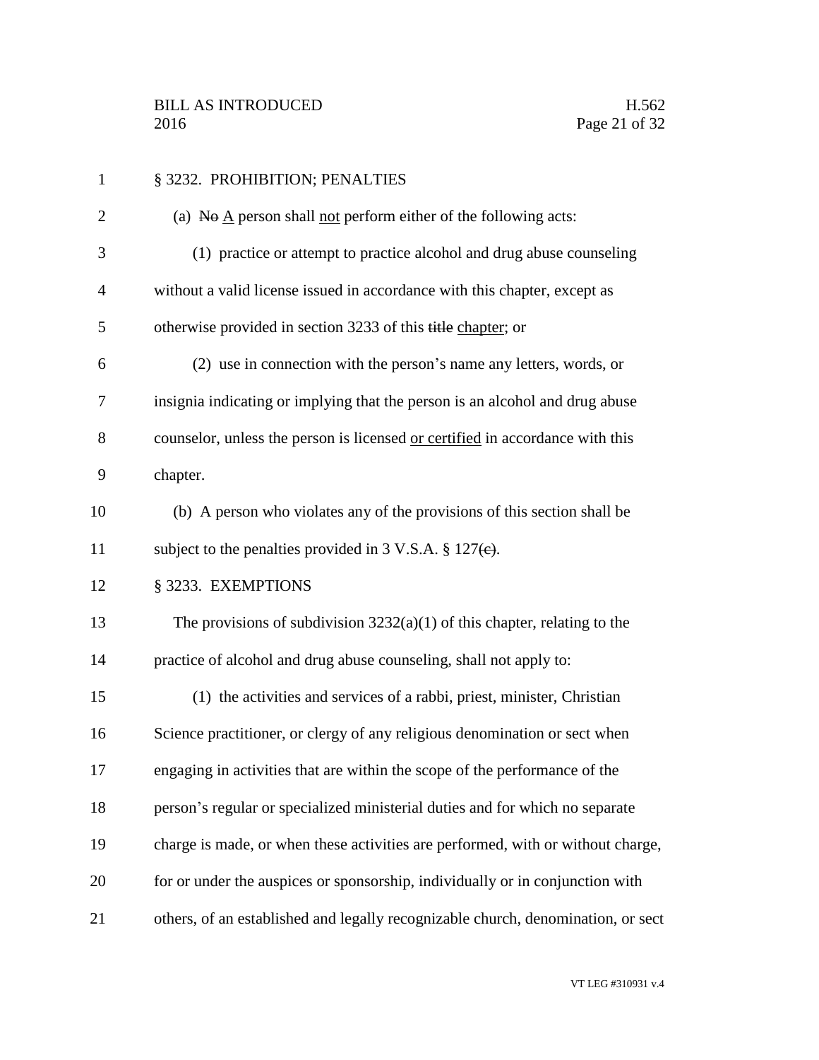§ 3232. PROHIBITION; PENALTIES

(a) ~~No~~ A person shall not perform either of the following acts:

(1) practice or attempt to practice alcohol and drug abuse counseling without a valid license issued in accordance with this chapter, except as otherwise provided in section 3233 of this ~~title~~ chapter; or

(2) use in connection with the person's name any letters, words, or insignia indicating or implying that the person is an alcohol and drug abuse counselor, unless the person is licensed or certified in accordance with this chapter.

(b) A person who violates any of the provisions of this section shall be subject to the penalties provided in 3 V.S.A. § 127~~(c)~~.

§ 3233. EXEMPTIONS

The provisions of subdivision 3232(a)(1) of this chapter, relating to the practice of alcohol and drug abuse counseling, shall not apply to:

(1) the activities and services of a rabbi, priest, minister, Christian Science practitioner, or clergy of any religious denomination or sect when engaging in activities that are within the scope of the performance of the person's regular or specialized ministerial duties and for which no separate charge is made, or when these activities are performed, with or without charge, for or under the auspices or sponsorship, individually or in conjunction with others, of an established and legally recognizable church, denomination, or sect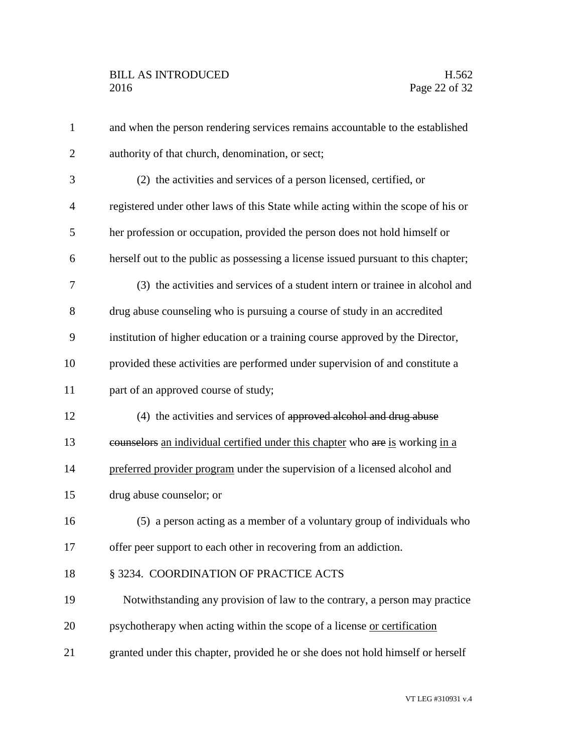and when the person rendering services remains accountable to the established authority of that church, denomination, or sect;

(2) the activities and services of a person licensed, certified, or registered under other laws of this State while acting within the scope of his or her profession or occupation, provided the person does not hold himself or herself out to the public as possessing a license issued pursuant to this chapter;

(3) the activities and services of a student intern or trainee in alcohol and drug abuse counseling who is pursuing a course of study in an accredited institution of higher education or a training course approved by the Director, provided these activities are performed under supervision of and constitute a part of an approved course of study;

(4) the activities and services of ~~approved alcohol and drug abuse counselors~~ an individual certified under this chapter who ~~are~~ is working in a preferred provider program under the supervision of a licensed alcohol and drug abuse counselor; or

(5) a person acting as a member of a voluntary group of individuals who offer peer support to each other in recovering from an addiction.

§ 3234. COORDINATION OF PRACTICE ACTS

Notwithstanding any provision of law to the contrary, a person may practice psychotherapy when acting within the scope of a license or certification granted under this chapter, provided he or she does not hold himself or herself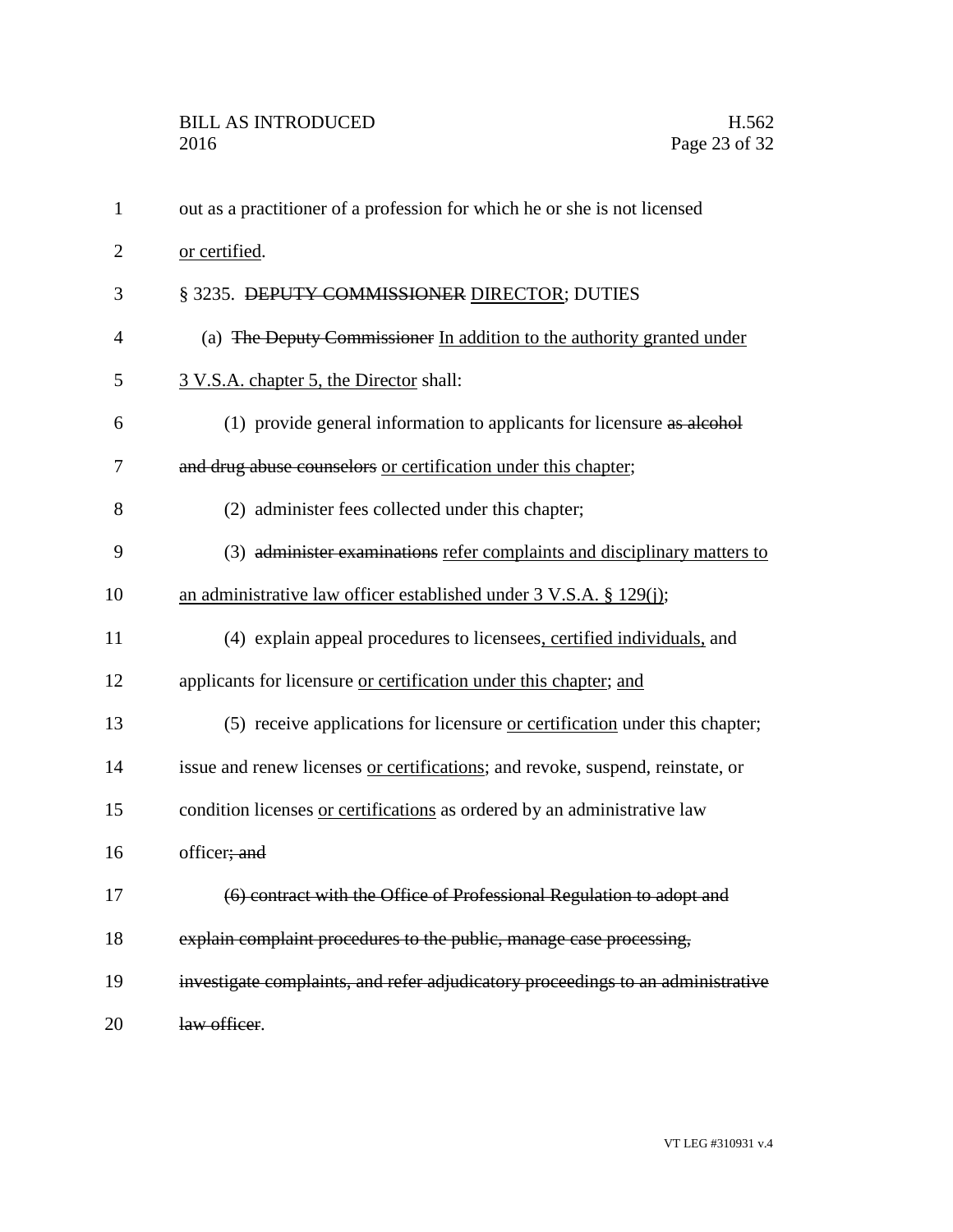out as a practitioner of a profession for which he or she is not licensed or certified.

§ 3235. ~~DEPUTY COMMISSIONER~~ DIRECTOR; DUTIES

(a) ~~The Deputy Commissioner~~ In addition to the authority granted under 3 V.S.A. chapter 5, the Director shall:

(1) provide general information to applicants for licensure ~~as alcohol and drug abuse counselors~~ or certification under this chapter;

(2) administer fees collected under this chapter;

(3) ~~administer examinations~~ refer complaints and disciplinary matters to an administrative law officer established under 3 V.S.A. § 129(j);

(4) explain appeal procedures to licensees, certified individuals, and applicants for licensure or certification under this chapter; and

(5) receive applications for licensure or certification under this chapter; issue and renew licenses or certifications; and revoke, suspend, reinstate, or condition licenses or certifications as ordered by an administrative law officer~~; and~~

~~(6) contract with the Office of Professional Regulation to adopt and explain complaint procedures to the public, manage case processing, investigate complaints, and refer adjudicatory proceedings to an administrative law officer~~.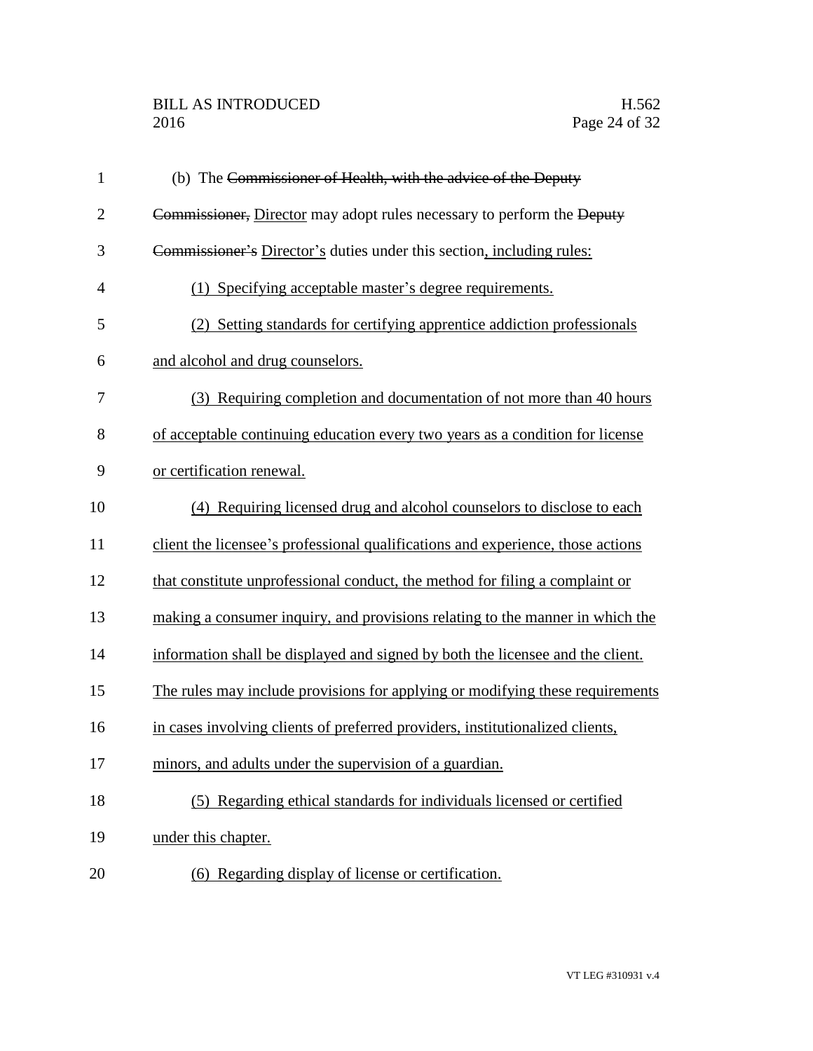(b) The ~~Commissioner of Health, with the advice of the Deputy Commissioner,~~ <u>Director</u> may adopt rules necessary to perform the ~~Deputy Commissioner's~~ <u>Director's</u> duties under this section<u>, including rules:</u>

<u>(1) Specifying acceptable master's degree requirements.</u>

<u>(2) Setting standards for certifying apprentice addiction professionals and alcohol and drug counselors.</u>

<u>(3) Requiring completion and documentation of not more than 40 hours of acceptable continuing education every two years as a condition for license or certification renewal.</u>

<u>(4) Requiring licensed drug and alcohol counselors to disclose to each client the licensee's professional qualifications and experience, those actions that constitute unprofessional conduct, the method for filing a complaint or making a consumer inquiry, and provisions relating to the manner in which the information shall be displayed and signed by both the licensee and the client. The rules may include provisions for applying or modifying these requirements in cases involving clients of preferred providers, institutionalized clients, minors, and adults under the supervision of a guardian.</u>

<u>(5) Regarding ethical standards for individuals licensed or certified under this chapter.</u>

<u>(6) Regarding display of license or certification.</u>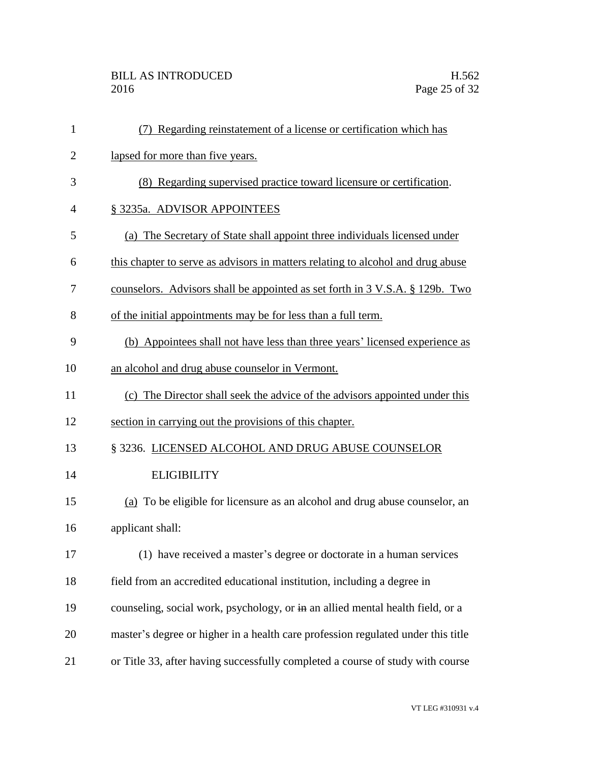(7) Regarding reinstatement of a license or certification which has lapsed for more than five years.

(8) Regarding supervised practice toward licensure or certification.

§ 3235a. ADVISOR APPOINTEES

(a) The Secretary of State shall appoint three individuals licensed under this chapter to serve as advisors in matters relating to alcohol and drug abuse counselors. Advisors shall be appointed as set forth in 3 V.S.A. § 129b. Two of the initial appointments may be for less than a full term.

(b) Appointees shall not have less than three years' licensed experience as an alcohol and drug abuse counselor in Vermont.

(c) The Director shall seek the advice of the advisors appointed under this section in carrying out the provisions of this chapter.

§ 3236. LICENSED ALCOHOL AND DRUG ABUSE COUNSELOR ELIGIBILITY

(a) To be eligible for licensure as an alcohol and drug abuse counselor, an applicant shall:

(1) have received a master's degree or doctorate in a human services field from an accredited educational institution, including a degree in counseling, social work, psychology, or ~~in~~ an allied mental health field, or a master's degree or higher in a health care profession regulated under this title or Title 33, after having successfully completed a course of study with course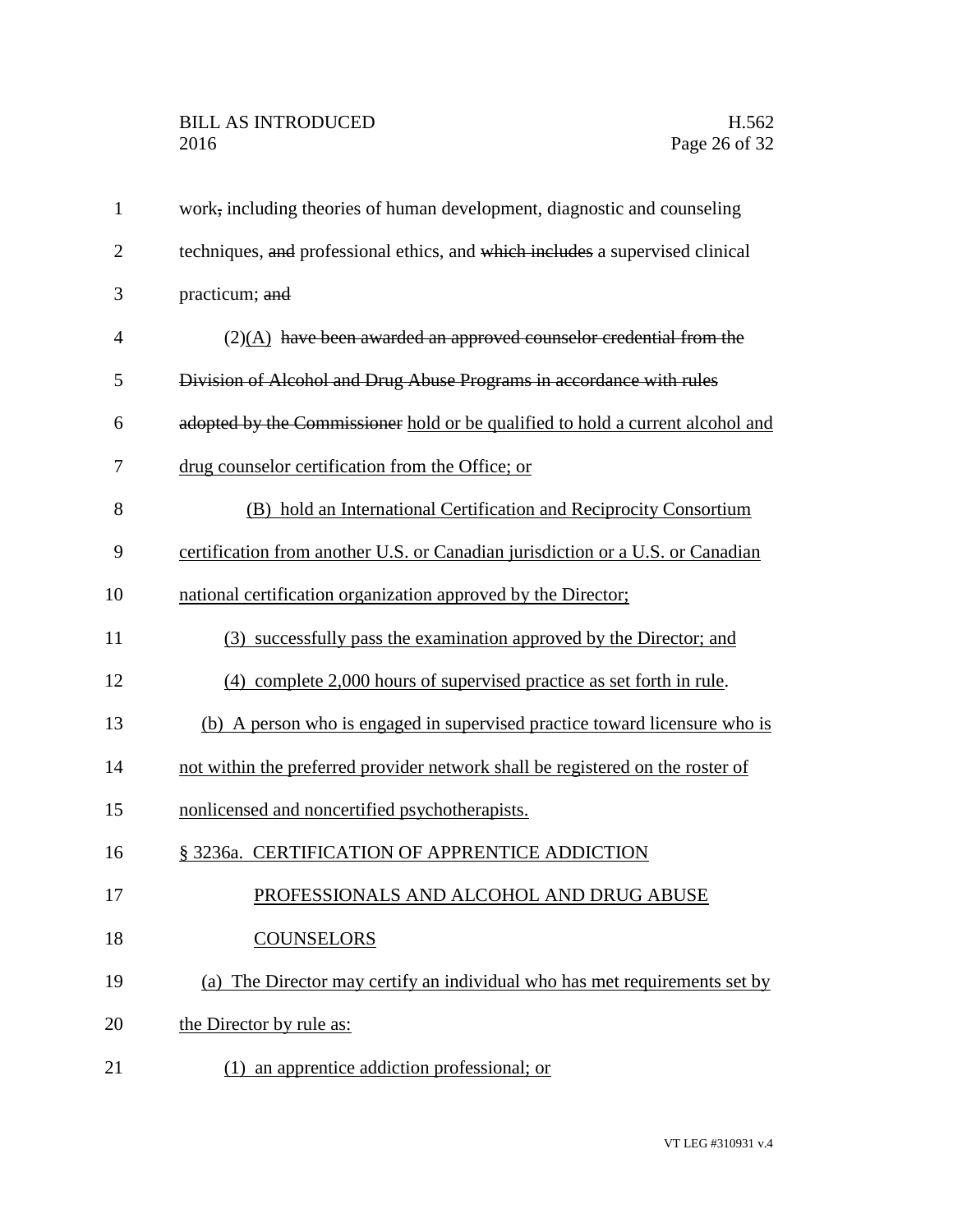work~~,~~ including theories of human development, diagnostic and counseling techniques, ~~and~~ professional ethics, and ~~which includes~~ a supervised clinical practicum; ~~and~~

(2)<u>(A)</u> ~~have been awarded an approved counselor credential from the Division of Alcohol and Drug Abuse Programs in accordance with rules adopted by the Commissioner~~ <u>hold or be qualified to hold a current alcohol and drug counselor certification from the Office; or</u>

<u>(B) hold an International Certification and Reciprocity Consortium certification from another U.S. or Canadian jurisdiction or a U.S. or Canadian national certification organization approved by the Director;</u>

<u>(3) successfully pass the examination approved by the Director; and</u>

<u>(4) complete 2,000 hours of supervised practice as set forth in rule</u>.

<u>(b) A person who is engaged in supervised practice toward licensure who is not within the preferred provider network shall be registered on the roster of nonlicensed and noncertified psychotherapists.</u>

<u>§ 3236a. CERTIFICATION OF APPRENTICE ADDICTION PROFESSIONALS AND ALCOHOL AND DRUG ABUSE COUNSELORS</u>

<u>(a) The Director may certify an individual who has met requirements set by the Director by rule as:</u>

<u>(1) an apprentice addiction professional; or</u>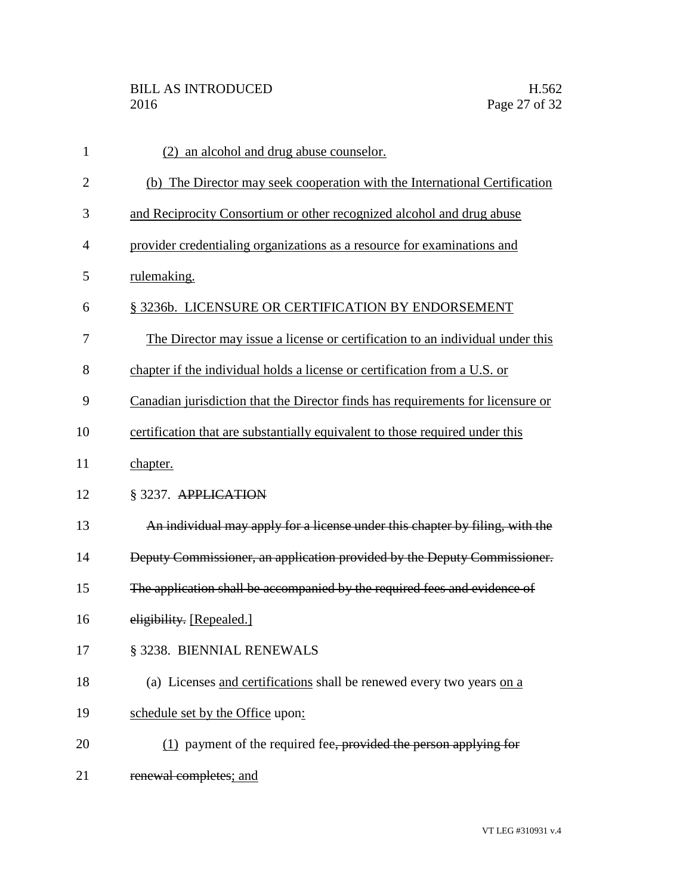(2) an alcohol and drug abuse counselor.

(b) The Director may seek cooperation with the International Certification and Reciprocity Consortium or other recognized alcohol and drug abuse provider credentialing organizations as a resource for examinations and rulemaking.

§ 3236b. LICENSURE OR CERTIFICATION BY ENDORSEMENT

The Director may issue a license or certification to an individual under this chapter if the individual holds a license or certification from a U.S. or Canadian jurisdiction that the Director finds has requirements for licensure or certification that are substantially equivalent to those required under this chapter.

§ 3237. ~~APPLICATION~~

~~An individual may apply for a license under this chapter by filing, with the Deputy Commissioner, an application provided by the Deputy Commissioner. The application shall be accompanied by the required fees and evidence of eligibility.~~ [Repealed.]

§ 3238. BIENNIAL RENEWALS

(a) Licenses and certifications shall be renewed every two years on a schedule set by the Office upon:

(1) payment of the required fee~~, provided the person applying for renewal completes~~; and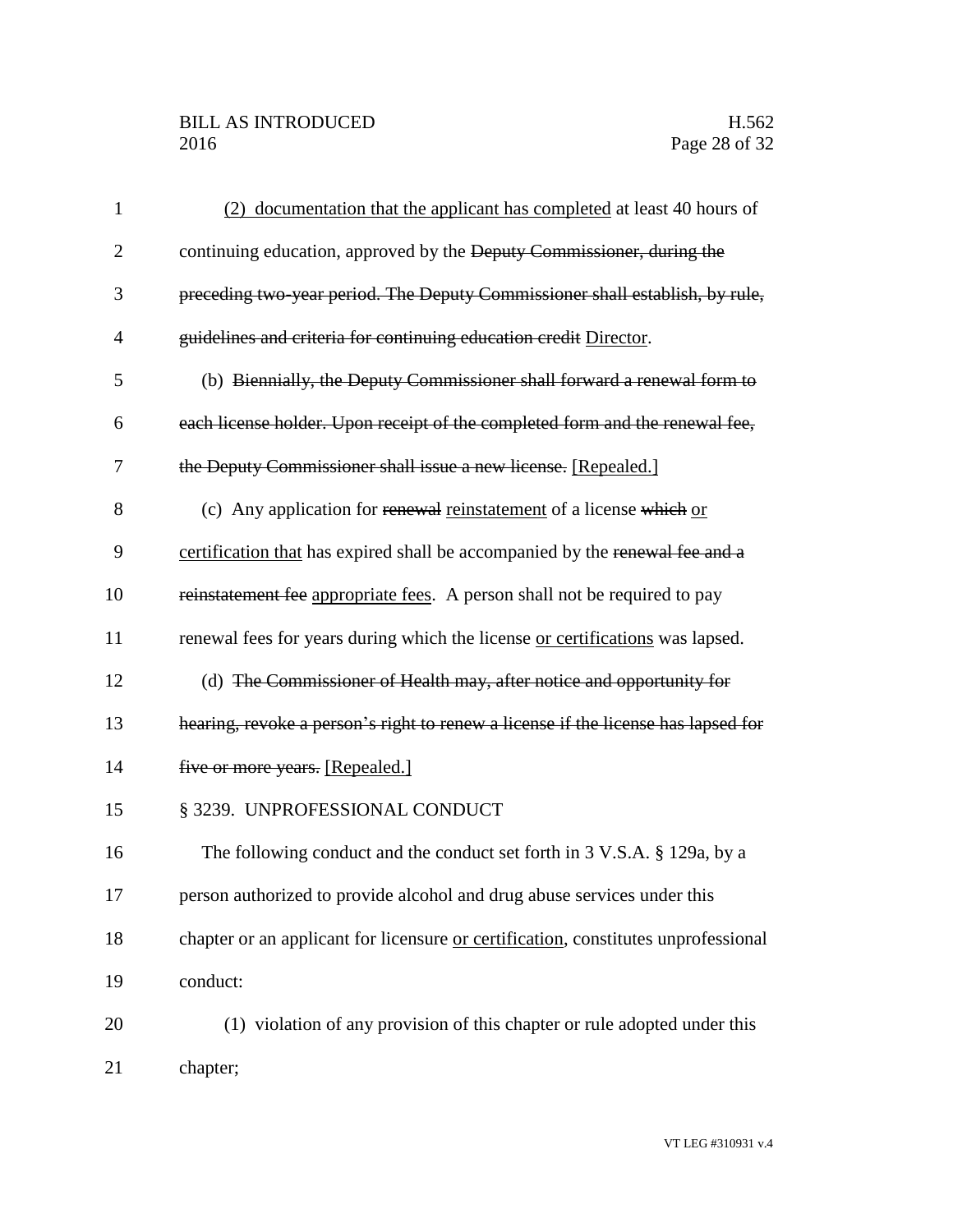(2) documentation that the applicant has completed at least 40 hours of continuing education, approved by the ~~Deputy Commissioner, during the preceding two-year period. The Deputy Commissioner shall establish, by rule, guidelines and criteria for continuing education credit~~ Director.

(b) ~~Biennially, the Deputy Commissioner shall forward a renewal form to each license holder. Upon receipt of the completed form and the renewal fee, the Deputy Commissioner shall issue a new license.~~ [Repealed.]

(c) Any application for ~~renewal~~ reinstatement of a license ~~which~~ or certification that has expired shall be accompanied by the ~~renewal fee and a reinstatement fee~~ appropriate fees. A person shall not be required to pay renewal fees for years during which the license or certifications was lapsed.

(d) ~~The Commissioner of Health may, after notice and opportunity for hearing, revoke a person's right to renew a license if the license has lapsed for five or more years.~~ [Repealed.]

§ 3239. UNPROFESSIONAL CONDUCT

The following conduct and the conduct set forth in 3 V.S.A. § 129a, by a person authorized to provide alcohol and drug abuse services under this chapter or an applicant for licensure or certification, constitutes unprofessional conduct:

(1) violation of any provision of this chapter or rule adopted under this chapter;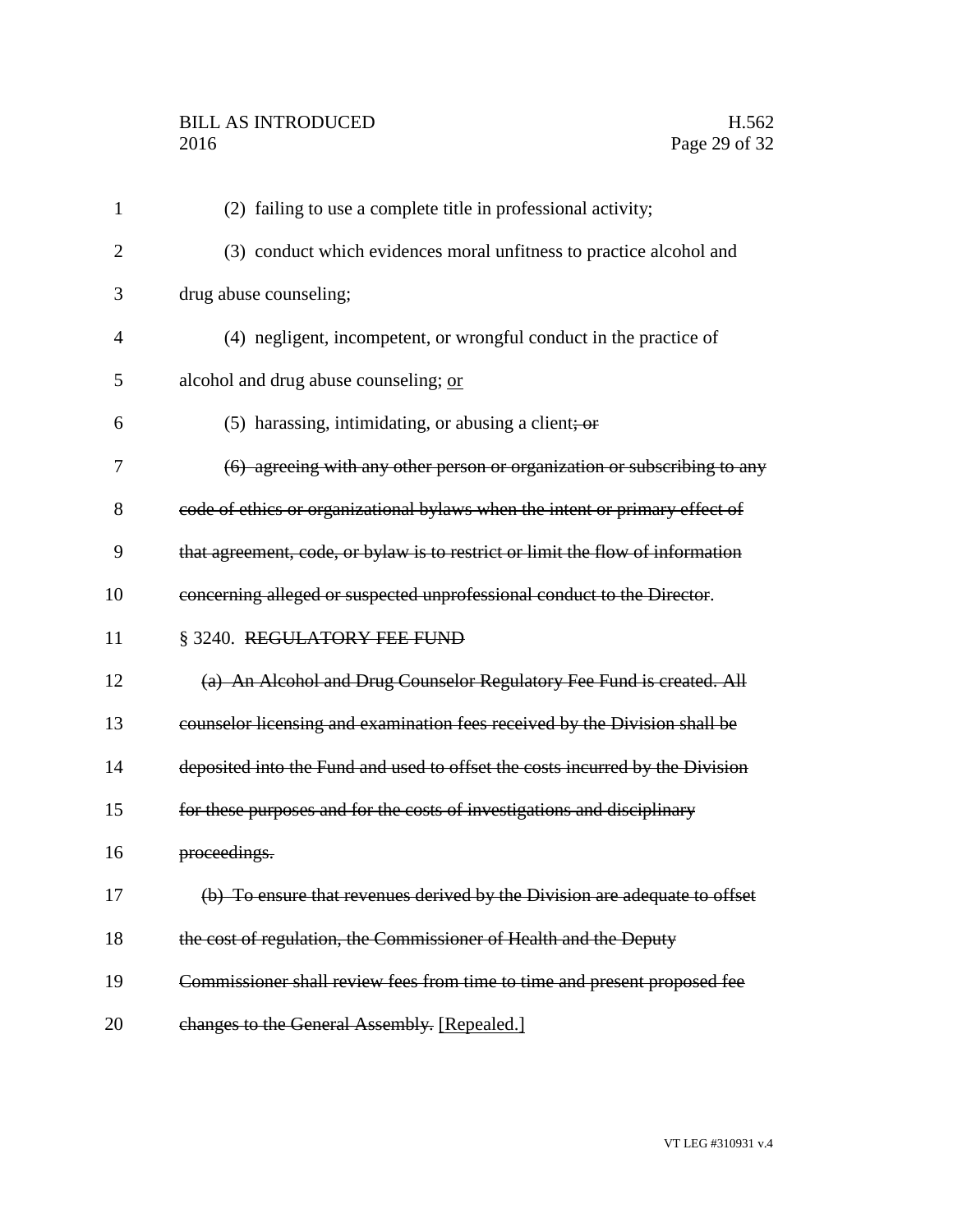(2) failing to use a complete title in professional activity;

(3) conduct which evidences moral unfitness to practice alcohol and drug abuse counseling;

(4) negligent, incompetent, or wrongful conduct in the practice of alcohol and drug abuse counseling; <u>or</u>

(5) harassing, intimidating, or abusing a client~~; or~~

~~(6) agreeing with any other person or organization or subscribing to any code of ethics or organizational bylaws when the intent or primary effect of that agreement, code, or bylaw is to restrict or limit the flow of information concerning alleged or suspected unprofessional conduct to the Director~~.

§ 3240. ~~REGULATORY FEE FUND~~

~~(a) An Alcohol and Drug Counselor Regulatory Fee Fund is created. All counselor licensing and examination fees received by the Division shall be deposited into the Fund and used to offset the costs incurred by the Division for these purposes and for the costs of investigations and disciplinary proceedings.~~

~~(b) To ensure that revenues derived by the Division are adequate to offset the cost of regulation, the Commissioner of Health and the Deputy Commissioner shall review fees from time to time and present proposed fee changes to the General Assembly.~~ <u>[Repealed.]</u>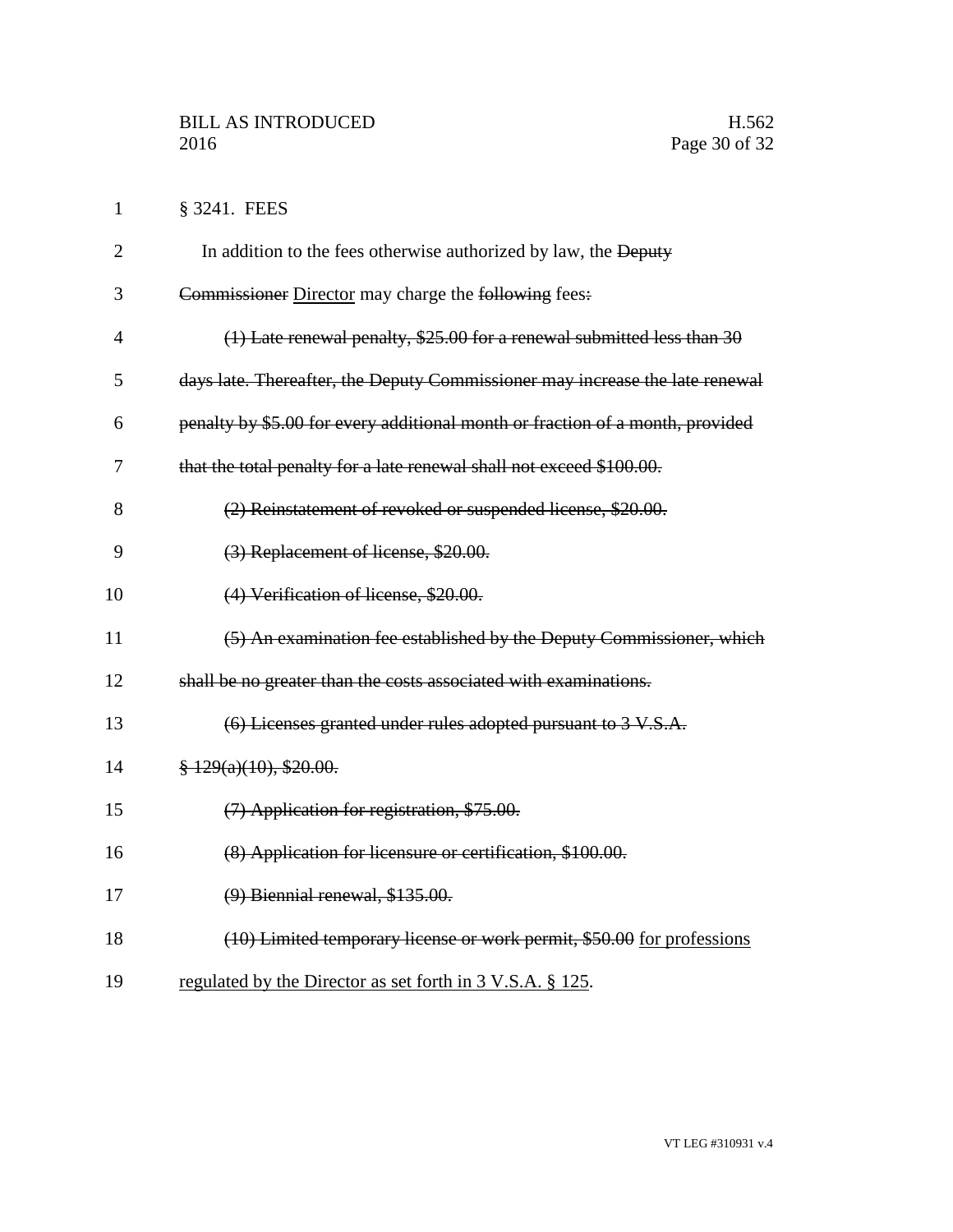§ 3241. FEES

In addition to the fees otherwise authorized by law, the ~~Deputy Commissioner~~ Director may charge the ~~following~~ fees~~:~~

~~(1) Late renewal penalty, $25.00 for a renewal submitted less than 30 days late. Thereafter, the Deputy Commissioner may increase the late renewal penalty by $5.00 for every additional month or fraction of a month, provided that the total penalty for a late renewal shall not exceed $100.00.~~

~~(2) Reinstatement of revoked or suspended license, $20.00.~~

~~(3) Replacement of license, $20.00.~~

~~(4) Verification of license, $20.00.~~

~~(5) An examination fee established by the Deputy Commissioner, which shall be no greater than the costs associated with examinations.~~

~~(6) Licenses granted under rules adopted pursuant to 3 V.S.A. § 129(a)(10), $20.00.~~

~~(7) Application for registration, $75.00.~~

~~(8) Application for licensure or certification, $100.00.~~

~~(9) Biennial renewal, $135.00.~~

~~(10) Limited temporary license or work permit, $50.00~~ <u>for professions regulated by the Director as set forth in 3 V.S.A. § 125</u>.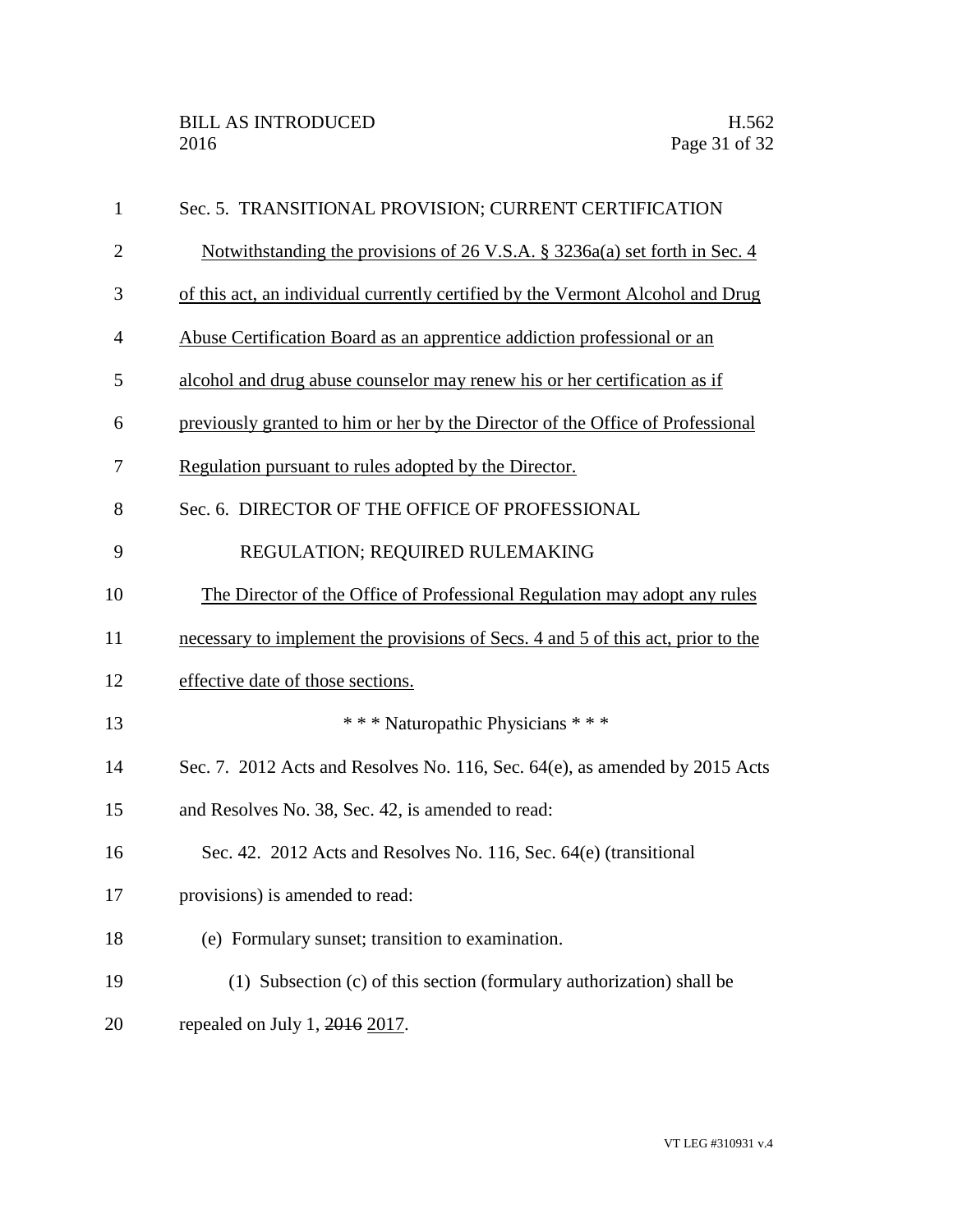Sec. 5. TRANSITIONAL PROVISION; CURRENT CERTIFICATION

<u>Notwithstanding the provisions of 26 V.S.A. § 3236a(a) set forth in Sec. 4 of this act, an individual currently certified by the Vermont Alcohol and Drug Abuse Certification Board as an apprentice addiction professional or an alcohol and drug abuse counselor may renew his or her certification as if previously granted to him or her by the Director of the Office of Professional Regulation pursuant to rules adopted by the Director.</u>

Sec. 6. DIRECTOR OF THE OFFICE OF PROFESSIONAL REGULATION; REQUIRED RULEMAKING

<u>The Director of the Office of Professional Regulation may adopt any rules necessary to implement the provisions of Secs. 4 and 5 of this act, prior to the effective date of those sections.</u>

\* \* \* Naturopathic Physicians \* \* \*

Sec. 7. 2012 Acts and Resolves No. 116, Sec. 64(e), as amended by 2015 Acts and Resolves No. 38, Sec. 42, is amended to read:

Sec. 42. 2012 Acts and Resolves No. 116, Sec. 64(e) (transitional provisions) is amended to read:

(e) Formulary sunset; transition to examination.

(1) Subsection (c) of this section (formulary authorization) shall be repealed on July 1, ~~2016~~ <u>2017</u>.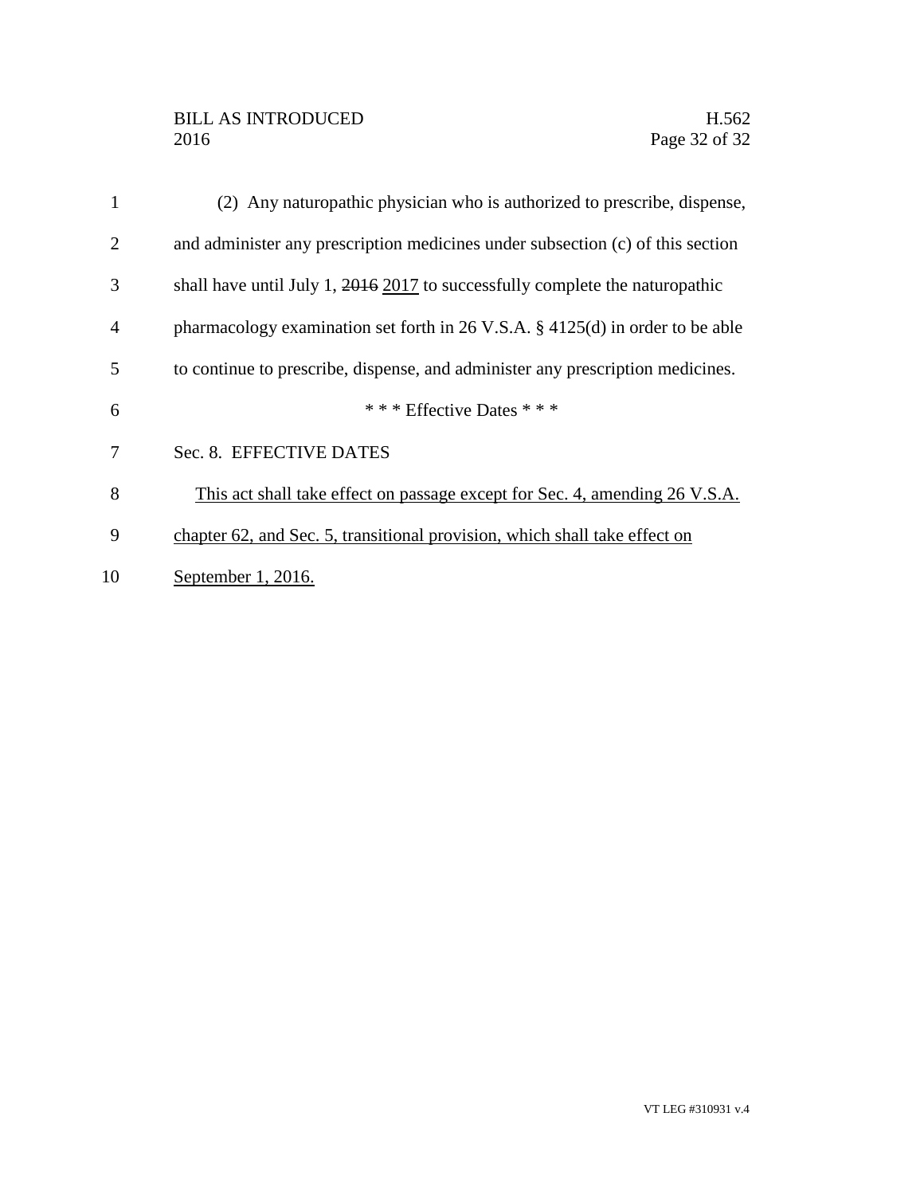(2) Any naturopathic physician who is authorized to prescribe, dispense, and administer any prescription medicines under subsection (c) of this section shall have until July 1, ~~2016~~ 2017 to successfully complete the naturopathic pharmacology examination set forth in 26 V.S.A. § 4125(d) in order to be able to continue to prescribe, dispense, and administer any prescription medicines.

\* \* \* Effective Dates \* \* \*

Sec. 8. EFFECTIVE DATES

This act shall take effect on passage except for Sec. 4, amending 26 V.S.A. chapter 62, and Sec. 5, transitional provision, which shall take effect on September 1, 2016.